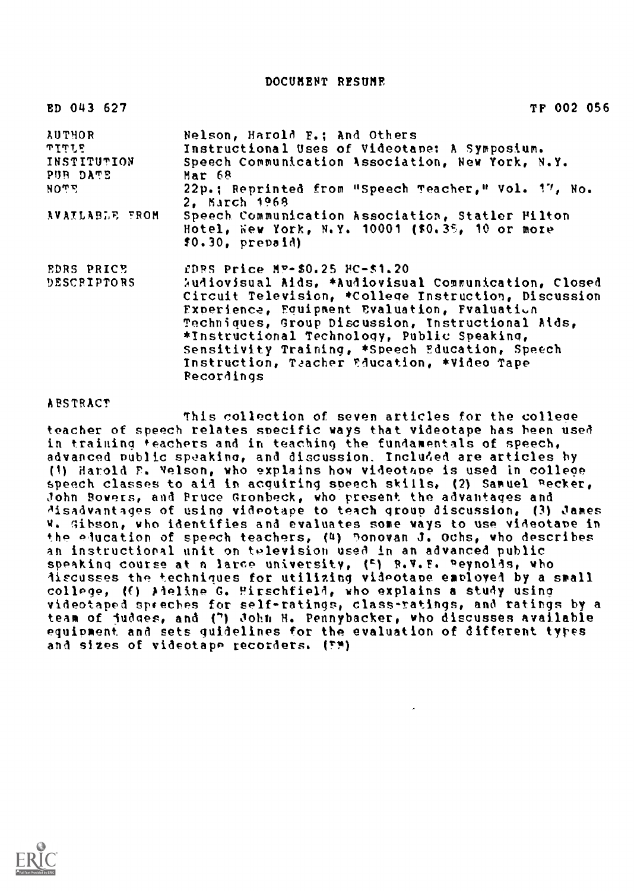# DOCUMENT RESUME

| | |
|---|---|
| ED 043 627 | TP 002 056 |
| AUTHOR | Nelson, Harold E.; And Others |
| TITLE | Instructional Uses of Videotape: A Symposium. |
| INSTITUTION | Speech Communication Association, New York, N.Y. |
| PUB DATE | Mar 68 |
| NOTE | 22p.; Reprinted from "Speech Teacher," Vol. 17, No. 2, March 1968 |
| AVAILABLE FROM | Speech Communication Association, Statler Hilton Hotel, New York, N.Y. 10001 ($0.35, 10 or more $0.30, prepaid) |
| EDRS PRICE | EDRS Price MF-$0.25 HC-$1.20 |
| DESCRIPTORS | Audiovisual Aids, *Audiovisual Communication, Closed Circuit Television, *College Instruction, Discussion Experience, Equipment Evaluation, Evaluation Techniques, Group Discussion, Instructional Aids, *Instructional Technology, Public Speaking, Sensitivity Training, *Speech Education, Speech Instruction, Teacher Education, *Video Tape Recordings |

ABSTRACT

This collection of seven articles for the college teacher of speech relates specific ways that videotape has been used in training teachers and in teaching the fundamentals of speech, advanced public speaking, and discussion. Included are articles by (1) Harold E. Nelson, who explains how videotape is used in college speech classes to aid in acquiring speech skills, (2) Samuel Becker, John Bowers, and Bruce Gronbeck, who present the advantages and disadvantages of using videotape to teach group discussion, (3) James W. Gibson, who identifies and evaluates some ways to use videotape in the education of speech teachers, (4) Donovan J. Ochs, who describes an instructional unit on television used in an advanced public speaking course at a large university, (5) R.V.E. Reynolds, who discusses the techniques for utilizing videotape employed by a small college, (6) Adeline G. Hirschfield, who explains a study using videotaped speeches for self-ratings, class-ratings, and ratings by a team of judges, and (7) John H. Pennybacker, who discusses available equipment and sets guidelines for the evaluation of different types and sizes of videotape recorders. (TM)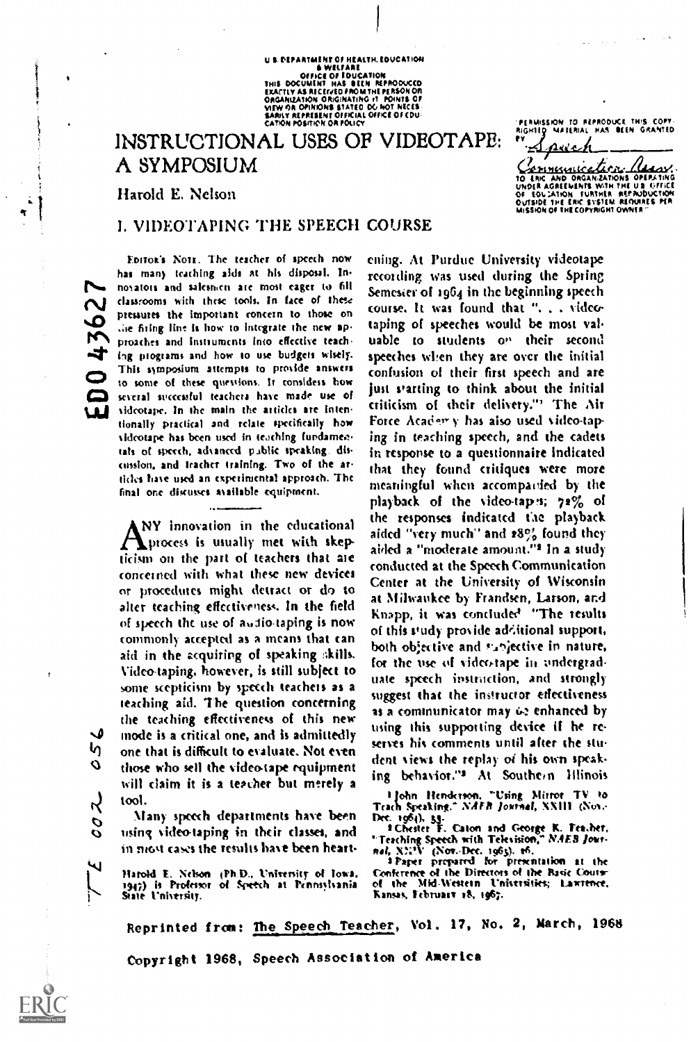U.S. DEPARTMENT OF HEALTH, EDUCATION & WELFARE
OFFICE OF EDUCATION
THIS DOCUMENT HAS BEEN REPRODUCED EXACTLY AS RECEIVED FROM THE PERSON OR ORGANIZATION ORIGINATING IT. POINTS OF VIEW OR OPINIONS STATED DO NOT NECESSARILY REPRESENT OFFICIAL OFFICE OF EDUCATION POSITION OR POLICY

"PERMISSION TO REPRODUCE THIS COPYRIGHTED MATERIAL HAS BEEN GRANTED BY Speech Communication Assn. TO ERIC AND ORGANIZATIONS OPERATING UNDER AGREEMENTS WITH THE U.S. OFFICE OF EDUCATION. FURTHER REPRODUCTION OUTSIDE THE ERIC SYSTEM REQUIRES PERMISSION OF THE COPYRIGHT OWNER."

ED043627

# INSTRUCTIONAL USES OF VIDEOTAPE: A SYMPOSIUM

Harold E. Nelson

## I. VIDEOTAPING THE SPEECH COURSE

EDITOR'S NOTE. The teacher of speech now has many teaching aids at his disposal. Innovators and salesmen are most eager to fill classrooms with these tools. In face of these pressures the important concern to those on the firing line is how to integrate the new approaches and instruments into effective teaching programs and how to use budgets wisely. This symposium attempts to provide answers to some of these questions. It considers how several successful teachers have made use of videotape. In the main the articles are intentionally practical and relate specifically how videotape has been used in teaching fundamentals of speech, advanced public speaking, discussion, and teacher training. Two of the articles have used an experimental approach. The final one discusses available equipment.

ANY innovation in the educational process is usually met with skepticism on the part of teachers that are concerned with what these new devices or procedures might detract or do to alter teaching effectiveness. In the field of speech the use of audio-taping is now commonly accepted as a means that can aid in the acquiring of speaking skills. Video-taping, however, is still subject to some scepticism by speech teachers as a teaching aid. The question concerning the teaching effectiveness of this new mode is a critical one, and is admittedly one that is difficult to evaluate. Not even those who sell the video-tape equipment will claim it is a teacher but merely a tool.

Many speech departments have been using video-taping in their classes, and in most cases the results have been heartening. At Purdue University videotape recording was used during the Spring Semester of 1964 in the beginning speech course. It was found that ". . . video-taping of speeches would be most valuable to students on their second speeches when they are over the initial confusion of their first speech and are just starting to think about the initial criticism of their delivery."[1] The Air Force Academy has also used video-taping in teaching speech, and the cadets in response to a questionnaire indicated that they found critiques were more meaningful when accompanied by the playback of the video-tapes; 72% of the responses indicated the playback aided "very much" and 28% found they aided a "moderate amount."[2] In a study conducted at the Speech Communication Center at the University of Wisconsin at Milwaukee by Frandsen, Larson, and Knapp, it was concluded "The results of this study provide additional support, both objective and subjective in nature, for the use of video-tape in undergraduate speech instruction, and strongly suggest that the instructor effectiveness as a communicator may be enhanced by using this supporting device if he reserves his comments until after the student views the replay of his own speaking behavior."[3] At Southern Illinois

Harold E. Nelson (Ph.D., University of Iowa, 1947) is Professor of Speech at Pennsylvania State University.

[1] John Henderson, "Using Mirror TV to Teach Speaking," *NAEB Journal*, XXIII (Nov.-Dec. 1964), 53.

[2] Chester F. Caton and George K. Feather, "Teaching Speech with Television," *NAEB Journal*, XXIV (Nov.-Dec. 1965), 26.

[3] Paper prepared for presentation at the Conference of the Directors of the Basic Course of the Mid-Western Universities; Lawrence, Kansas, February 18, 1967.

Reprinted from: The Speech Teacher, Vol. 17, No. 2, March, 1968

Copyright 1968, Speech Association of America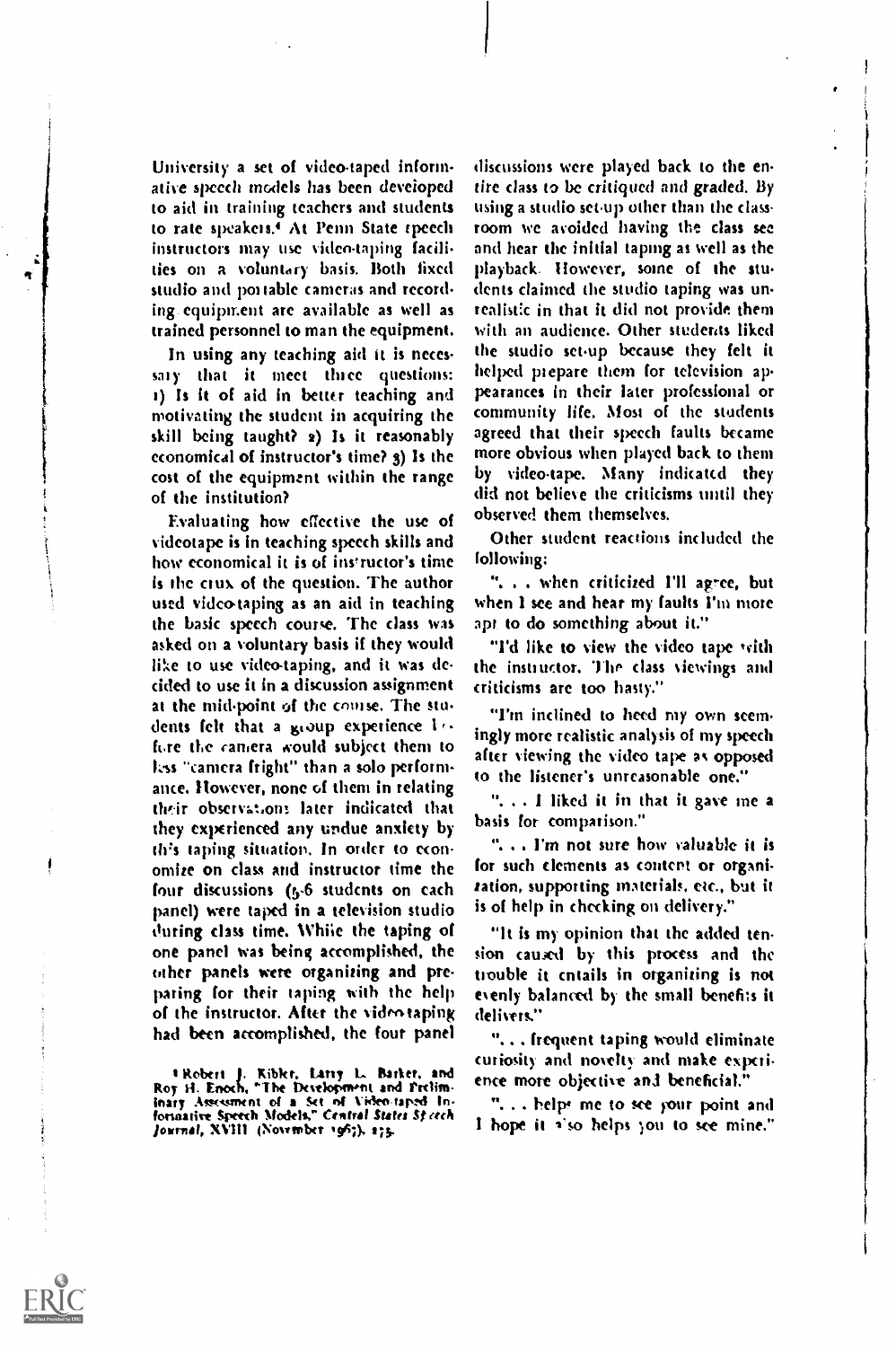University a set of video-taped informative speech models has been developed to aid in training teachers and students to rate speakers.[4] At Penn State speech instructors may use video-taping facilities on a voluntary basis. Both fixed studio and portable cameras and recording equipment are available as well as trained personnel to man the equipment.

In using any teaching aid it is necessary that it meet three questions: 1) Is it of aid in better teaching and motivating the student in acquiring the skill being taught? 2) Is it reasonably economical of instructor's time? 3) Is the cost of the equipment within the range of the institution?

Evaluating how effective the use of videotape is in teaching speech skills and how economical it is of instructor's time is the crux of the question. The author used video-taping as an aid in teaching the basic speech course. The class was asked on a voluntary basis if they would like to use video-taping, and it was decided to use it in a discussion assignment at the mid-point of the course. The students felt that a group experience before the camera would subject them to less "camera fright" than a solo performance. However, none of them in relating their observations later indicated that they experienced any undue anxiety by this taping situation. In order to economize on class and instructor time the four discussions (5-6 students on each panel) were taped in a television studio during class time. While the taping of one panel was being accomplished, the other panels were organizing and preparing for their taping with the help of the instructor. After the video-taping had been accomplished, the four panel discussions were played back to the entire class to be critiqued and graded. By using a studio set-up other than the classroom we avoided having the class see and hear the initial taping as well as the playback. However, some of the students claimed the studio taping was unrealistic in that it did not provide them with an audience. Other students liked the studio set-up because they felt it helped prepare them for television appearances in their later professional or community life. Most of the students agreed that their speech faults became more obvious when played back to them by video-tape. Many indicated they did not believe the criticisms until they observed them themselves.

Other student reactions included the following:

". . . when criticized I'll agree, but when I see and hear my faults I'm more apt to do something about it."

"I'd like to view the video tape with the instructor. The class viewings and criticisms are too hasty."

"I'm inclined to heed my own seemingly more realistic analysis of my speech after viewing the video tape as opposed to the listener's unreasonable one."

". . . I liked it in that it gave me a basis for comparison."

". . . I'm not sure how valuable it is for such elements as content or organization, supporting materials, etc., but it is of help in checking on delivery."

"It is my opinion that the added tension caused by this process and the trouble it entails in organizing is not evenly balanced by the small benefits it delivers."

". . . frequent taping would eliminate curiosity and novelty and make experience more objective and beneficial."

". . . helps me to see your point and I hope it also helps you to see mine."

[4] Robert J. Kibler, Larry L. Barker, and Roy H. Enoch, "The Development and Preliminary Assessment of a Set of Video-taped Informative Speech Models," *Central States Speech Journal*, XVIII (November 1967), 275.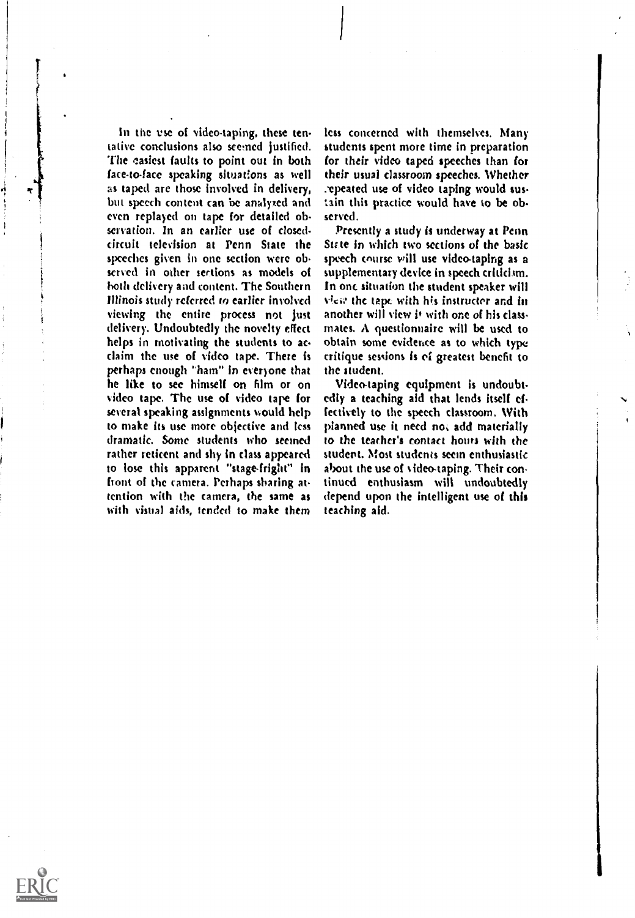In the use of video-taping, these tentative conclusions also seemed justified. The easiest faults to point out in both face-to-face speaking situations as well as taped are those involved in delivery, but speech content can be analyzed and even replayed on tape for detailed observation. In an earlier use of closed-circuit television at Penn State the speeches given in one section were observed in other sections as models of both delivery and content. The Southern Illinois study referred to earlier involved viewing the entire process not just delivery. Undoubtedly the novelty effect helps in motivating the students to acclaim the use of video tape. There is perhaps enough "ham" in everyone that he like to see himself on film or on video tape. The use of video tape for several speaking assignments would help to make its use more objective and less dramatic. Some students who seemed rather reticent and shy in class appeared to lose this apparent "stage-fright" in front of the camera. Perhaps sharing attention with the camera, the same as with visual aids, tended to make them less concerned with themselves. Many students spent more time in preparation for their video taped speeches than for their usual classroom speeches. Whether repeated use of video taping would sustain this practice would have to be observed.

Presently a study is underway at Penn State in which two sections of the basic speech course will use video-taping as a supplementary device in speech criticism. In one situation the student speaker will view the tape with his instructor and in another will view it with one of his classmates. A questionnaire will be used to obtain some evidence as to which type critique sessions is of greatest benefit to the student.

Video-taping equipment is undoubtedly a teaching aid that lends itself effectively to the speech classroom. With planned use it need not add materially to the teacher's contact hours with the student. Most students seem enthusiastic about the use of video-taping. Their continued enthusiasm will undoubtedly depend upon the intelligent use of this teaching aid.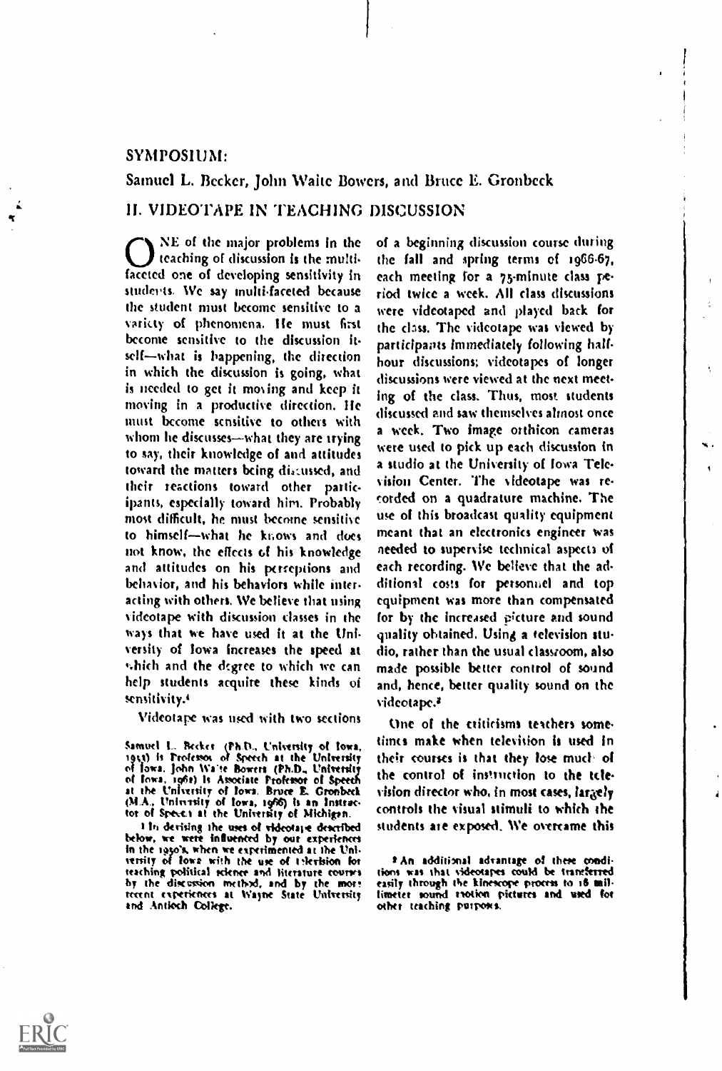SYMPOSIUM:

Samuel L. Becker, John Waite Bowers, and Bruce E. Gronbeck

## II. VIDEOTAPE IN TEACHING DISCUSSION

ONE of the major problems in the teaching of discussion is the multi-faceted one of developing sensitivity in students. We say multi-faceted because the student must become sensitive to a variety of phenomena. He must first become sensitive to the discussion itself—what is happening, the direction in which the discussion is going, what is needed to get it moving and keep it moving in a productive direction. He must become sensitive to others with whom he discusses—what they are trying to say, their knowledge of and attitudes toward the matters being discussed, and their reactions toward other participants, especially toward him. Probably most difficult, he must become sensitive to himself—what he knows and does not know, the effects of his knowledge and attitudes on his perceptions and behavior, and his behaviors while interacting with others. We believe that using videotape with discussion classes in the ways that we have used it at the University of Iowa increases the speed at which and the degree to which we can help students acquire these kinds of sensitivity.[1]

Videotape was used with two sections of a beginning discussion course during the fall and spring terms of 1966-67, each meeting for a 75-minute class period twice a week. All class discussions were videotaped and played back for the class. The videotape was viewed by participants immediately following half-hour discussions; videotapes of longer discussions were viewed at the next meeting of the class. Thus, most students discussed and saw themselves almost once a week. Two image orthicon cameras were used to pick up each discussion in a studio at the University of Iowa Television Center. The videotape was recorded on a quadrature machine. The use of this broadcast quality equipment meant that an electronics engineer was needed to supervise technical aspects of each recording. We believe that the additional costs for personnel and top equipment was more than compensated for by the increased picture and sound quality obtained. Using a television studio, rather than the usual classroom, also made possible better control of sound and, hence, better quality sound on the videotape.[2]

One of the criticisms teachers sometimes make when television is used in their courses is that they lose much of the control of instruction to the television director who, in most cases, largely controls the visual stimuli to which the students are exposed. We overcame this

---

Samuel L. Becker (Ph.D., University of Iowa, 1953) is Professor of Speech at the University of Iowa. John Waite Bowers (Ph.D., University of Iowa, 1962) is Associate Professor of Speech at the University of Iowa. Bruce E. Gronbeck (M.A., University of Iowa, 1966) is an Instructor of Speech at the University of Michigan.

[1] In devising the uses of videotape described below, we were influenced by our experiences in the 1950's, when we experimented at the University of Iowa with the use of television for teaching political science and literature courses by the discussion method, and by the more recent experiences at Wayne State University and Antioch College.

[2] An additional advantage of these conditions was that videotapes could be transferred easily through the kinescope process to 16 millimeter sound motion pictures and used for other teaching purposes.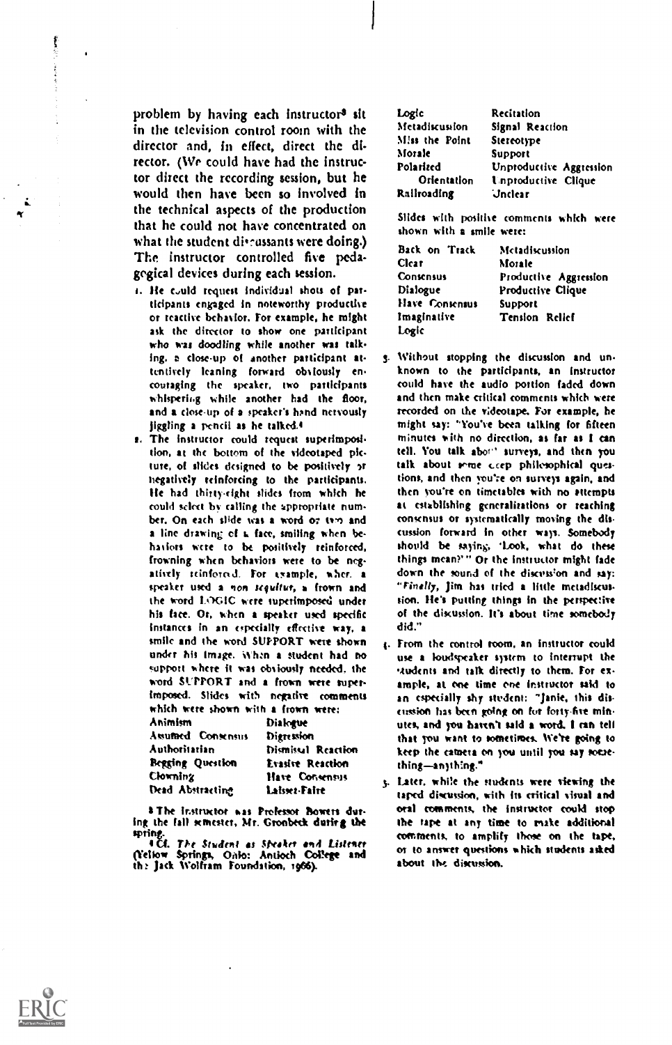problem by having each instructor[3] sit in the television control room with the director and, in effect, direct the director. (We could have had the instructor direct the recording session, but he would then have been so involved in the technical aspects of the production that he could not have concentrated on what the student discussants were doing.) The instructor controlled five pedagogical devices during each session.

1. He could request individual shots of participants engaged in noteworthy productive or reactive behavior. For example, he might ask the director to show one participant who was doodling while another was talking, a close-up of another participant attentively leaning forward obviously encouraging the speaker, two participants whispering while another had the floor, and a close-up of a speaker's hand nervously jiggling a pencil as he talked.[4]
2. The instructor could request superimposition, at the bottom of the videotaped picture, of slides designed to be positively or negatively reinforcing to the participants. He had thirty-eight slides from which he could select by calling the appropriate number. On each slide was a word or two and a line drawing of a face, smiling when behaviors were to be positively reinforced, frowning when behaviors were to be negatively reinforced. For example, when a speaker used a *non sequitur*, a frown and the word LOGIC were superimposed under his face. Or, when a speaker used specific instances in an especially effective way, a smile and the word SUPPORT were shown under his image. When a student had no support where it was obviously needed, the word SUPPORT and a frown were superimposed. Slides with negative comments which were shown with a frown were:

| | |
|---|---|
| Animism | Dialogue |
| Assumed Consensus | Digression |
| Authoritarian | Dismissal Reaction |
| Begging Question | Evasive Reaction |
| Clowning | Have Consensus |
| Dead Abstracting | Laissez-Faire |
| Logic | Recitation |
| Metadiscussion | Signal Reaction |
| Miss the Point | Stereotype |
| Morale | Support |
| Polarized Orientation | Unproductive Aggression |
| Railroading | Unproductive Clique |
| | Unclear |

Slides with positive comments which were shown with a smile were:

| | |
|---|---|
| Back on Track | Metadiscussion |
| Clear | Morale |
| Consensus | Productive Aggression |
| Dialogue | Productive Clique |
| Have Consensus | Support |
| Imaginative | Tension Relief |
| Logic | |

3. Without stopping the discussion and unknown to the participants, an instructor could have the audio portion faded down and then make critical comments which were recorded on the videotape. For example, he might say: "You've been talking for fifteen minutes with no direction, as far as I can tell. You talk about surveys, and then you talk about some deep philosophical questions, and then you're on surveys again, and then you're on timetables with no attempts at establishing generalizations or reaching consensus or systematically moving the discussion forward in other ways. Somebody should be saying, 'Look, what do these things mean?'" Or the instructor might fade down the sound of the discussion and say: "*Finally*, Jim has tried a little metadiscussion. He's putting things in the perspective of the discussion. It's about time somebody did."
4. From the control room, an instructor could use a loudspeaker system to interrupt the students and talk directly to them. For example, at one time one instructor said to an especially shy student: "Janie, this discussion has been going on for forty-five minutes, and you haven't said a word. I can tell that you want to sometimes. We're going to keep the camera on you until you say something—anything."
5. Later, while the students were viewing the taped discussion, with its critical visual and oral comments, the instructor could stop the tape at any time to make additional comments, to amplify those on the tape, or to answer questions which students asked about the discussion.

[3] The instructor was Professor Bowers during the fall semester, Mr. Gronbeck during the spring.

[4] Cf. *The Student as Speaker and Listener* (Yellow Springs, Ohio: Antioch College and the Jack Wolfram Foundation, 1966).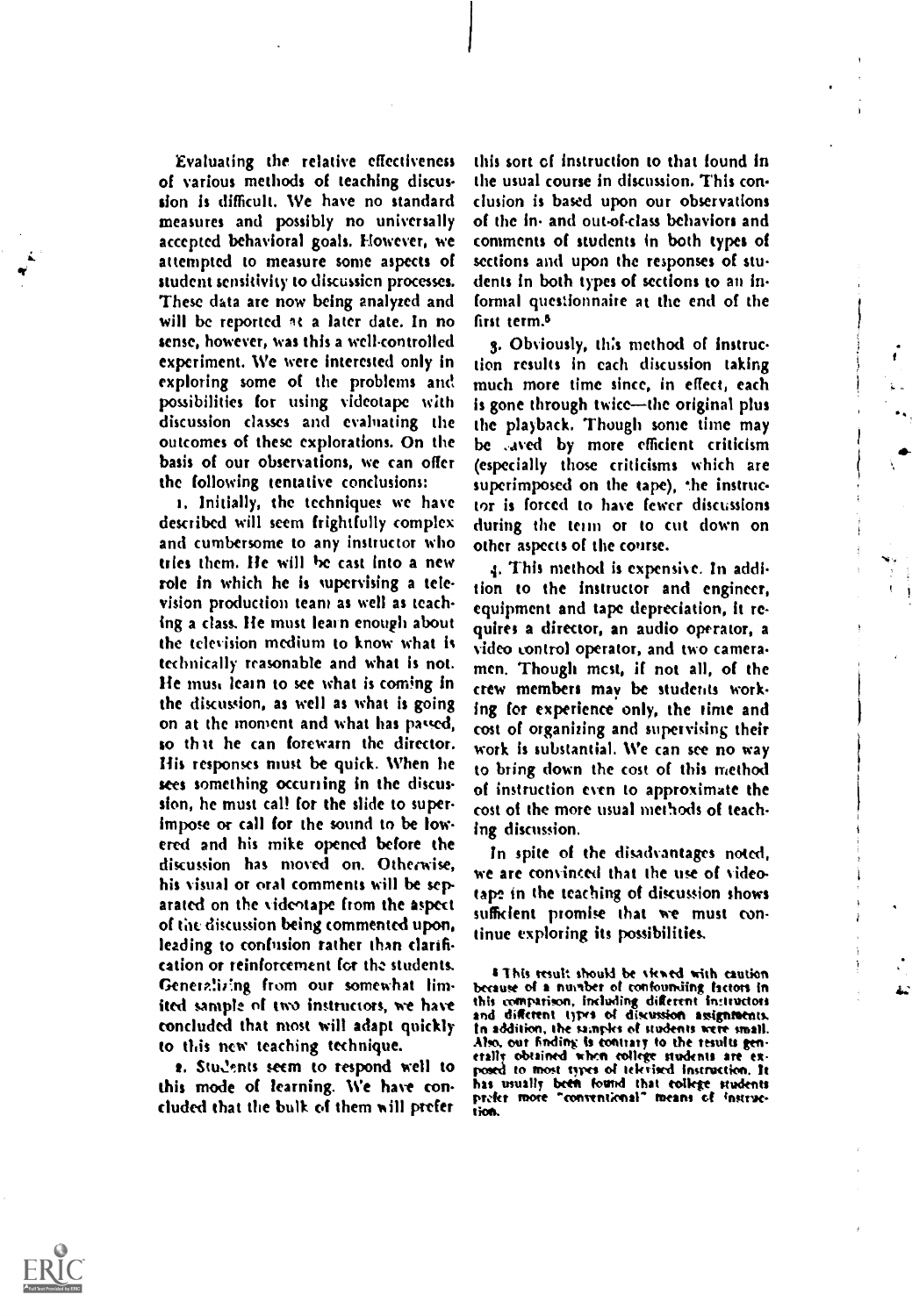Evaluating the relative effectiveness of various methods of teaching discussion is difficult. We have no standard measures and possibly no universally accepted behavioral goals. However, we attempted to measure some aspects of student sensitivity to discussion processes. These data are now being analyzed and will be reported at a later date. In no sense, however, was this a well-controlled experiment. We were interested only in exploring some of the problems and possibilities for using videotape with discussion classes and evaluating the outcomes of these explorations. On the basis of our observations, we can offer the following tentative conclusions:

1. Initially, the techniques we have described will seem frightfully complex and cumbersome to any instructor who tries them. He will be cast into a new role in which he is supervising a television production team as well as teaching a class. He must learn enough about the television medium to know what is technically reasonable and what is not. He must learn to see what is coming in the discussion, as well as what is going on at the moment and what has passed, so that he can forewarn the director. His responses must be quick. When he sees something occurring in the discussion, he must call for the slide to superimpose or call for the sound to be lowered and his mike opened before the discussion has moved on. Otherwise, his visual or oral comments will be separated on the videotape from the aspect of the discussion being commented upon, leading to confusion rather than clarification or reinforcement for the students. Generalizing from our somewhat limited sample of two instructors, we have concluded that most will adapt quickly to this new teaching technique.

2. Students seem to respond well to this mode of learning. We have concluded that the bulk of them will prefer this sort of instruction to that found in the usual course in discussion. This conclusion is based upon our observations of the in- and out-of-class behaviors and comments of students in both types of sections and upon the responses of students in both types of sections to an informal questionnaire at the end of the first term.[5]

3. Obviously, this method of instruction results in each discussion taking much more time since, in effect, each is gone through twice—the original plus the playback. Though some time may be saved by more efficient criticism (especially those criticisms which are superimposed on the tape), the instructor is forced to have fewer discussions during the term or to cut down on other aspects of the course.

4. This method is expensive. In addition to the instructor and engineer, equipment and tape depreciation, it requires a director, an audio operator, a video control operator, and two cameramen. Though most, if not all, of the crew members may be students working for experience only, the time and cost of organizing and supervising their work is substantial. We can see no way to bring down the cost of this method of instruction even to approximate the cost of the more usual methods of teaching discussion.

In spite of the disadvantages noted, we are convinced that the use of videotape in the teaching of discussion shows sufficient promise that we must continue exploring its possibilities.

[5] This result should be viewed with caution because of a number of confounding factors in this comparison, including different instructors and different types of discussion assignments. In addition, the samples of students were small. Also, our finding is contrary to the results generally obtained when college students are exposed to most types of televised instruction. It has usually been found that college students prefer more "conventional" means of instruction.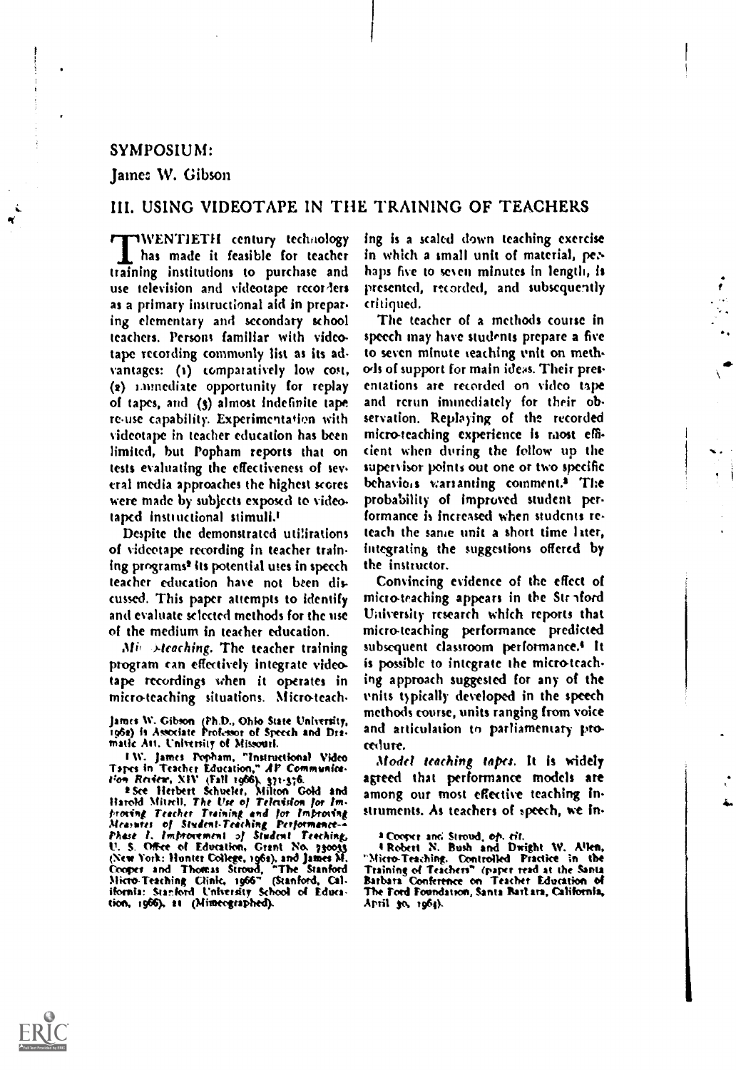SYMPOSIUM:

James W. Gibson

## III. USING VIDEOTAPE IN THE TRAINING OF TEACHERS

TWENTIETH century technology has made it feasible for teacher training institutions to purchase and use television and videotape recorders as a primary instructional aid in preparing elementary and secondary school teachers. Persons familiar with videotape recording commonly list as its advantages: (1) comparatively low cost, (2) immediate opportunity for replay of tapes, and (3) almost indefinite tape re-use capability. Experimentation with videotape in teacher education has been limited, but Popham reports that on tests evaluating the effectiveness of several media approaches the highest scores were made by subjects exposed to videotaped instructional stimuli.[1]

Despite the demonstrated utilizations of videotape recording in teacher training programs[2] its potential uses in speech teacher education have not been discussed. This paper attempts to identify and evaluate selected methods for the use of the medium in teacher education.

*Micro-teaching.* The teacher training program can effectively integrate videotape recordings when it operates in micro-teaching situations. Micro-teaching is a scaled down teaching exercise in which a small unit of material, perhaps five to seven minutes in length, is presented, recorded, and subsequently critiqued.

The teacher of a methods course in speech may have students prepare a five to seven minute teaching unit on methods of support for main ideas. Their presentations are recorded on video tape and rerun immediately for their observation. Replaying of the recorded micro-teaching experience is most efficient when during the follow up the supervisor points out one or two specific behaviors warranting comment.[3] The probability of improved student performance is increased when students reteach the same unit a short time later, integrating the suggestions offered by the instructor.

Convincing evidence of the effect of micro-teaching appears in the Stanford University research which reports that micro-teaching performance predicted subsequent classroom performance.[4] It is possible to integrate the micro-teaching approach suggested for any of the units typically developed in the speech methods course, units ranging from voice and articulation to parliamentary procedure.

*Model teaching tapes.* It is widely agreed that performance models are among our most effective teaching instruments. As teachers of speech, we in-

James W. Gibson (Ph.D., Ohio State University, 1962) is Associate Professor of Speech and Dramatic Art, University of Missouri.

[1] W. James Popham, "Instructional Video Tapes in Teacher Education," *AV Communication Review*, XIV (Fall 1966), 371-376.

[2] See Herbert Schueler, Milton Gold and Harold Mitzel, *The Use of Television for Improving Teacher Training and for Improving Measures of Student-Teaching Performance—Phase I. Improvement of Student Teaching*, U. S. Office of Education, Grant No. 730035 (New York: Hunter College, 1962), and James M. Cooper and Thomas Stroud, "The Stanford Micro-Teaching Clinic, 1966" (Stanford, California: Stanford University School of Education, 1966), 21 (Mimeographed).

[3] Cooper and Stroud, *op. cit.*

[4] Robert N. Bush and Dwight W. Allen, "Micro-Teaching, Controlled Practice in the Training of Teachers" (paper read at the Santa Barbara Conference on Teacher Education of The Ford Foundation, Santa Barbara, California, April 30, 1964).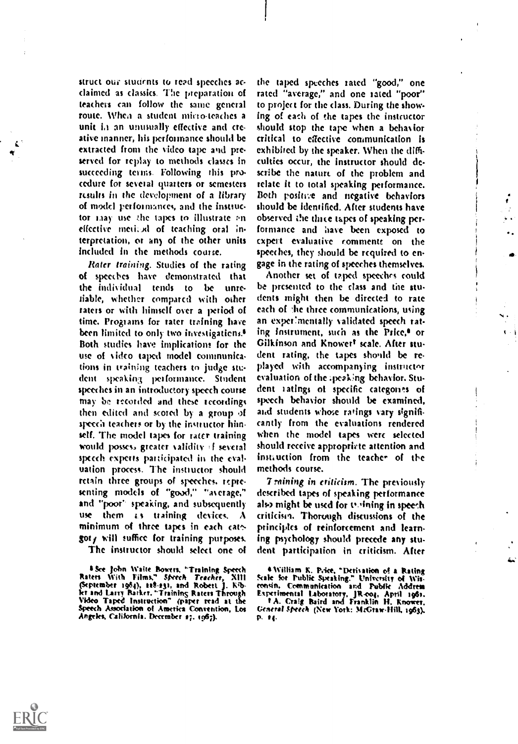struct our students to read speeches acclaimed as classics. The preparation of teachers can follow the same general route. When a student micro-teaches a unit in an unusually effective and creative manner, his performance should be extracted from the video tape and preserved for replay to methods classes in succeeding terms. Following this procedure for several quarters or semesters results in the development of a library of model performances, and the instructor may use the tapes to illustrate an effective method of teaching oral interpretation, or any of the other units included in the methods course.

*Rater training.* Studies of the rating of speeches have demonstrated that the individual tends to be unreliable, whether compared with other raters or with himself over a period of time. Programs for rater training have been limited to only two investigations.[5] Both studies have implications for the use of video taped model communications in training teachers to judge student speaking performance. Student speeches in an introductory speech course may be recorded and these recordings then edited and scored by a group of speech teachers or by the instructor himself. The model tapes for rater training would possess greater validity if several speech experts participated in the evaluation process. The instructor should retain three groups of speeches, representing models of "good," "average," and "poor" speaking, and subsequently use them as training devices. A minimum of three tapes in each category will suffice for training purposes.

The instructor should select one of the taped speeches rated "good," one rated "average," and one rated "poor" to project for the class. During the showing of each of the tapes the instructor should stop the tape when a behavior critical to effective communication is exhibited by the speaker. When the difficulties occur, the instructor should describe the nature of the problem and relate it to total speaking performance. Both positive and negative behaviors should be identified. After students have observed the three tapes of speaking performance and have been exposed to expert evaluative comments on the speeches, they should be required to engage in the rating of speeches themselves.

Another set of taped speeches could be presented to the class and the students might then be directed to rate each of the three communications, using an experimentally validated speech rating instrument, such as the Price,[6] or Gilkinson and Knower[7] scale. After student rating, the tapes should be replayed with accompanying instructor evaluation of the speaking behavior. Student ratings of specific categories of speech behavior should be examined, and students whose ratings vary significantly from the evaluations rendered when the model tapes were selected should receive appropriate attention and instruction from the teacher of the methods course.

*Training in criticism.* The previously described tapes of speaking performance also might be used for training in speech criticism. Thorough discussions of the principles of reinforcement and learning psychology should precede any student participation in criticism. After

---

[5] See John Waite Bowers, "Training Speech Raters With Films," *Speech Teacher*, XIII (September 1964), 228-231, and Robert J. Kibler and Larry Barker, "Training Raters Through Video Taped Instruction" (paper read at the Speech Association of America Convention, Los Angeles, California, December 27, 1967).

[6] William K. Price, "Derivation of a Rating Scale for Public Speaking," University of Wisconsin, Communication and Public Address Experimental Laboratory, JR-004, April 1961.

[7] A. Craig Baird and Franklin H. Knower, *General Speech* (New York: McGraw-Hill, 1963), p. 24.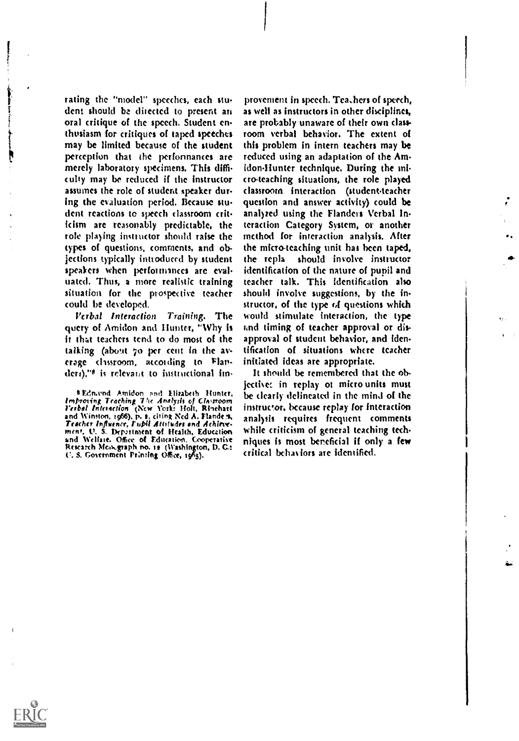rating the "model" speeches, each student should be directed to present an oral critique of the speech. Student enthusiasm for critiques of taped speeches may be limited because of the student perception that the performances are merely laboratory specimens. This difficulty may be reduced if the instructor assumes the role of student speaker during the evaluation period. Because student reactions to speech classroom criticism are reasonably predictable, the role playing instructor should raise the types of questions, comments, and objections typically introduced by student speakers when performances are evaluated. Thus, a more realistic training situation for the prospective teacher could be developed.

*Verbal Interaction Training.* The query of Amidon and Hunter, "Why is it that teachers tend to do most of the talking (about 70 per cent in the average classroom, according to Flanders),"[8] is relevant to instructional improvement in speech. Teachers of speech, as well as instructors in other disciplines, are probably unaware of their own classroom verbal behavior. The extent of this problem in intern teachers may be reduced using an adaptation of the Amidon-Hunter technique. During the micro-teaching situations, the role played classroom interaction (student-teacher question and answer activity) could be analyzed using the Flanders Verbal Interaction Category System, or another method for interaction analysis. After the micro-teaching unit has been taped, the repla should involve instructor identification of the nature of pupil and teacher talk. This identification also should involve suggestions, by the instructor, of the type of questions which would stimulate interaction, the type and timing of teacher approval or disapproval of student behavior, and identification of situations where teacher initiated ideas are appropriate.

It should be remembered that the objectives in replay of micro units must be clearly delineated in the mind of the instructor, because replay for interaction analysis requires frequent comments while criticism of general teaching techniques is most beneficial if only a few critical behaviors are identified.

[8] Edmund Amidon and Elizabeth Hunter, *Improving Teaching The Analysis of Classroom Verbal Interaction* (New York: Holt, Rinehart and Winston, 1966), p. 1, citing Ned A. Flanders, *Teacher Influence, Pupil Attitudes and Achievement*, U. S. Department of Health, Education and Welfare, Office of Education, Cooperative Research Monograph no. 12 (Washington, D. C.: U. S. Government Printing Office, 1965).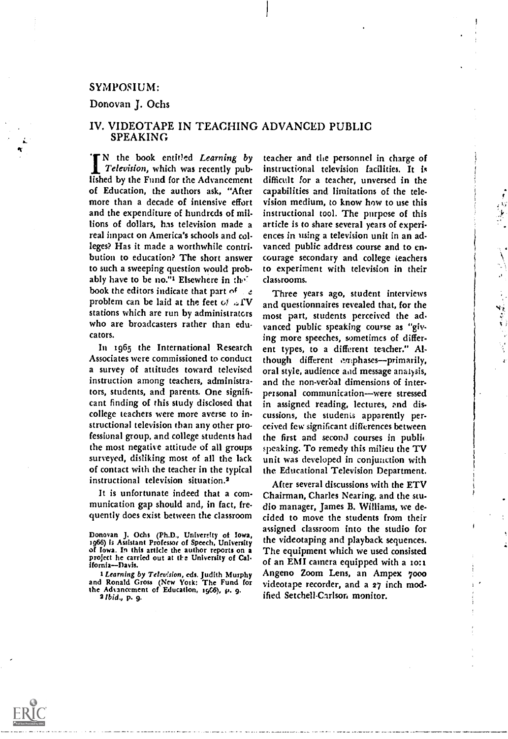SYMPOSIUM:

Donovan J. Ochs

## IV. VIDEOTAPE IN TEACHING ADVANCED PUBLIC SPEAKING

IN the book entitled *Learning by Television*, which was recently published by the Fund for the Advancement of Education, the authors ask, "After more than a decade of intensive effort and the expenditure of hundreds of millions of dollars, has television made a real impact on America's schools and colleges? Has it made a worthwhile contribution to education? The short answer to such a sweeping question would probably have to be no."[1] Elsewhere in the book the editors indicate that part of the problem can be laid at the feet of ETV stations which are run by administrators who are broadcasters rather than educators.

In 1965 the International Research Associates were commissioned to conduct a survey of attitudes toward televised instruction among teachers, administrators, students, and parents. One significant finding of this study disclosed that college teachers were more averse to instructional television than any other professional group, and college students had the most negative attitude of all groups surveyed, disliking most of all the lack of contact with the teacher in the typical instructional television situation.[2]

It is unfortunate indeed that a communication gap should and, in fact, frequently does exist between the classroom teacher and the personnel in charge of instructional television facilities. It is difficult for a teacher, unversed in the capabilities and limitations of the television medium, to know how to use this instructional tool. The purpose of this article is to share several years of experiences in using a television unit in an advanced public address course and to encourage secondary and college teachers to experiment with television in their classrooms.

Three years ago, student interviews and questionnaires revealed that, for the most part, students perceived the advanced public speaking course as "giving more speeches, sometimes of different types, to a different teacher." Although different emphases—primarily, oral style, audience and message analysis, and the non-verbal dimensions of interpersonal communication—were stressed in assigned reading, lectures, and discussions, the students apparently perceived few significant differences between the first and second courses in public speaking. To remedy this milieu the TV unit was developed in conjunction with the Educational Television Department.

After several discussions with the ETV Chairman, Charles Nearing, and the studio manager, James B. Williams, we decided to move the students from their assigned classroom into the studio for the videotaping and playback sequences. The equipment which we used consisted of an EMI camera equipped with a 10:1 Angeno Zoom Lens, an Ampex 7000 videotape recorder, and a 27 inch modified Setchell-Carlson monitor.

Donovan J. Ochs (Ph.D., University of Iowa, 1966) is Assistant Professor of Speech, University of Iowa. In this article the author reports on a project he carried out at the University of California—Davis.

[1] *Learning by Television*, eds. Judith Murphy and Ronald Gross (New York: The Fund for the Advancement of Education, 1966), p. 9.

[2] *Ibid.*, p. 9.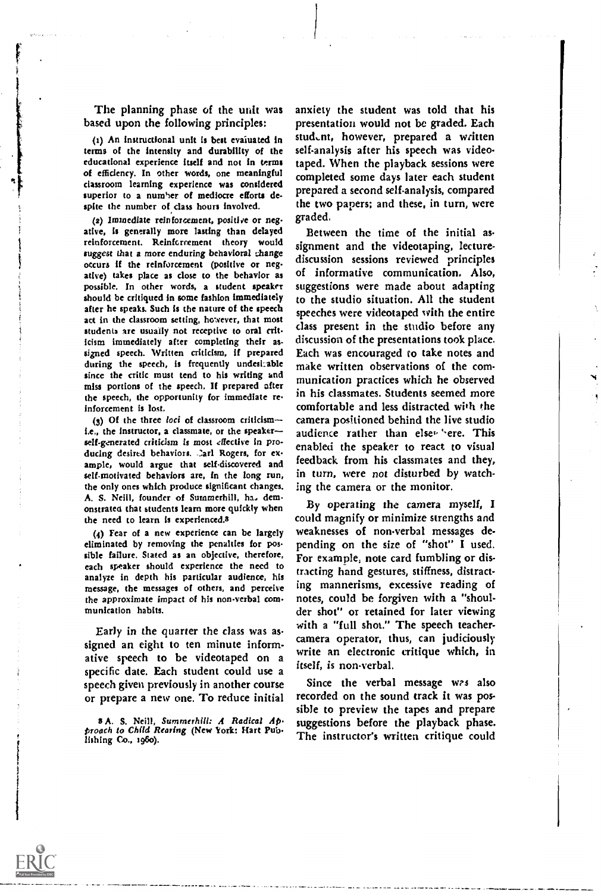The planning phase of the unit was based upon the following principles:

(1) An instructional unit is best evaluated in terms of the intensity and durability of the educational experience itself and not in terms of efficiency. In other words, one meaningful classroom learning experience was considered superior to a number of mediocre efforts despite the number of class hours involved.

(2) Immediate reinforcement, positive or negative, is generally more lasting than delayed reinforcement. Reinforcement theory would suggest that a more enduring behavioral change occurs if the reinforcement (positive or negative) takes place as close to the behavior as possible. In other words, a student speaker should be critiqued in some fashion immediately after he speaks. Such is the nature of the speech act in the classroom setting, however, that most students are usually not receptive to oral criticism immediately after completing their assigned speech. Written criticism, if prepared during the speech, is frequently undesirable since the critic must tend to his writing and miss portions of the speech. If prepared after the speech, the opportunity for immediate reinforcement is lost.

(3) Of the three *loci* of classroom criticism—i.e., the instructor, a classmate, or the speaker—self-generated criticism is most effective in producing desired behaviors. Carl Rogers, for example, would argue that self-discovered and self-motivated behaviors are, in the long run, the only ones which produce significant changes. A. S. Neill, founder of Summerhill, has demonstrated that students learn more quickly when the need to learn is experienced.[8]

(4) Fear of a new experience can be largely eliminated by removing the penalties for possible failure. Stated as an objective, therefore, each speaker should experience the need to analyze in depth his particular audience, his message, the messages of others, and perceive the approximate impact of his non-verbal communication habits.

Early in the quarter the class was assigned an eight to ten minute informative speech to be videotaped on a specific date. Each student could use a speech given previously in another course or prepare a new one. To reduce initial anxiety the student was told that his presentation would not be graded. Each student, however, prepared a written self-analysis after his speech was videotaped. When the playback sessions were completed some days later each student prepared a second self-analysis, compared the two papers; and these, in turn, were graded.

Between the time of the initial assignment and the videotaping, lecture-discussion sessions reviewed principles of informative communication. Also, suggestions were made about adapting to the studio situation. All the student speeches were videotaped with the entire class present in the studio before any discussion of the presentations took place. Each was encouraged to take notes and make written observations of the communication practices which he observed in his classmates. Students seemed more comfortable and less distracted with the camera positioned behind the live studio audience rather than elsewhere. This enabled the speaker to react to visual feedback from his classmates and they, in turn, were not disturbed by watching the camera or the monitor.

By operating the camera myself, I could magnify or minimize strengths and weaknesses of non-verbal messages depending on the size of "shot" I used. For example, note card fumbling or distracting hand gestures, stiffness, distracting mannerisms, excessive reading of notes, could be forgiven with a "shoulder shot" or retained for later viewing with a "full shot." The speech teacher-camera operator, thus, can judiciously write an electronic critique which, in itself, is non-verbal.

Since the verbal message was also recorded on the sound track it was possible to preview the tapes and prepare suggestions before the playback phase. The instructor's written critique could

[8] A. S. Neill, *Summerhill: A Radical Approach to Child Rearing* (New York: Hart Publishing Co., 1960).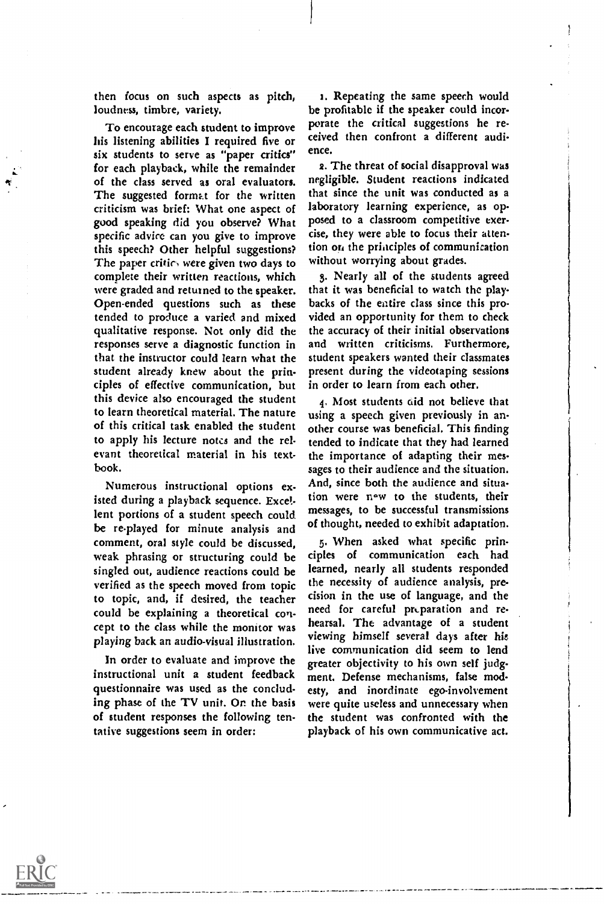then focus on such aspects as pitch, loudness, timbre, variety.

To encourage each student to improve his listening abilities I required five or six students to serve as "paper critics" for each playback, while the remainder of the class served as oral evaluators. The suggested format for the written criticism was brief: What one aspect of good speaking did you observe? What specific advice can you give to improve this speech? Other helpful suggestions? The paper critics were given two days to complete their written reactions, which were graded and returned to the speaker. Open-ended questions such as these tended to produce a varied and mixed qualitative response. Not only did the responses serve a diagnostic function in that the instructor could learn what the student already knew about the principles of effective communication, but this device also encouraged the student to learn theoretical material. The nature of this critical task enabled the student to apply his lecture notes and the relevant theoretical material in his textbook.

Numerous instructional options existed during a playback sequence. Excellent portions of a student speech could be re-played for minute analysis and comment, oral style could be discussed, weak phrasing or structuring could be singled out, audience reactions could be verified as the speech moved from topic to topic, and, if desired, the teacher could be explaining a theoretical concept to the class while the monitor was playing back an audio-visual illustration.

In order to evaluate and improve the instructional unit a student feedback questionnaire was used as the concluding phase of the TV unit. On the basis of student responses the following tentative suggestions seem in order:

1. Repeating the same speech would be profitable if the speaker could incorporate the critical suggestions he received then confront a different audience.

2. The threat of social disapproval was negligible. Student reactions indicated that since the unit was conducted as a laboratory learning experience, as opposed to a classroom competitive exercise, they were able to focus their attention on the principles of communication without worrying about grades.

3. Nearly all of the students agreed that it was beneficial to watch the playbacks of the entire class since this provided an opportunity for them to check the accuracy of their initial observations and written criticisms. Furthermore, student speakers wanted their classmates present during the videotaping sessions in order to learn from each other.

4. Most students did not believe that using a speech given previously in another course was beneficial. This finding tended to indicate that they had learned the importance of adapting their messages to their audience and the situation. And, since both the audience and situation were new to the students, their messages, to be successful transmissions of thought, needed to exhibit adaptation.

5. When asked what specific principles of communication each had learned, nearly all students responded the necessity of audience analysis, precision in the use of language, and the need for careful preparation and rehearsal. The advantage of a student viewing himself several days after his live communication did seem to lend greater objectivity to his own self judgment. Defense mechanisms, false modesty, and inordinate ego-involvement were quite useless and unnecessary when the student was confronted with the playback of his own communicative act.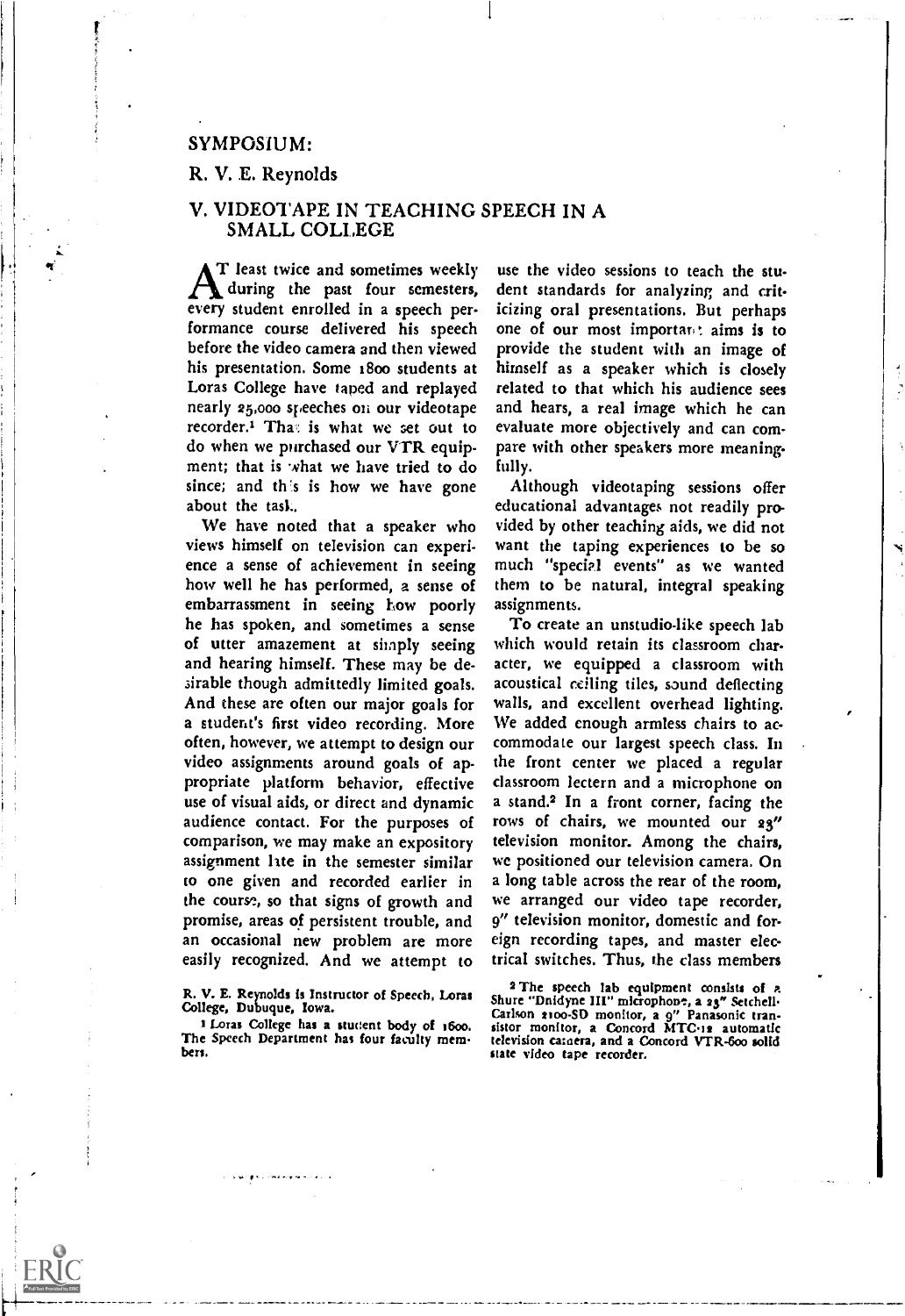SYMPOSIUM:

R. V. E. Reynolds

## V. VIDEOTAPE IN TEACHING SPEECH IN A SMALL COLLEGE

At least twice and sometimes weekly during the past four semesters, every student enrolled in a speech performance course delivered his speech before the video camera and then viewed his presentation. Some 1800 students at Loras College have taped and replayed nearly 25,000 speeches on our videotape recorder.[1] That is what we set out to do when we purchased our VTR equipment; that is what we have tried to do since; and this is how we have gone about the task.

We have noted that a speaker who views himself on television can experience a sense of achievement in seeing how well he has performed, a sense of embarrassment in seeing how poorly he has spoken, and sometimes a sense of utter amazement at simply seeing and hearing himself. These may be desirable though admittedly limited goals. And these are often our major goals for a student's first video recording. More often, however, we attempt to design our video assignments around goals of appropriate platform behavior, effective use of visual aids, or direct and dynamic audience contact. For the purposes of comparison, we may make an expository assignment late in the semester similar to one given and recorded earlier in the course, so that signs of growth and promise, areas of persistent trouble, and an occasional new problem are more easily recognized. And we attempt to use the video sessions to teach the student standards for analyzing and criticizing oral presentations. But perhaps one of our most important aims is to provide the student with an image of himself as a speaker which is closely related to that which his audience sees and hears, a real image which he can evaluate more objectively and can compare with other speakers more meaningfully.

Although videotaping sessions offer educational advantages not readily provided by other teaching aids, we did not want the taping experiences to be so much "special events" as we wanted them to be natural, integral speaking assignments.

To create an unstudio-like speech lab which would retain its classroom character, we equipped a classroom with acoustical ceiling tiles, sound deflecting walls, and excellent overhead lighting. We added enough armless chairs to accommodate our largest speech class. In the front center we placed a regular classroom lectern and a microphone on a stand.[2] In a front corner, facing the rows of chairs, we mounted our 23" television monitor. Among the chairs, we positioned our television camera. On a long table across the rear of the room, we arranged our video tape recorder, 9" television monitor, domestic and foreign recording tapes, and master electrical switches. Thus, the class members

R. V. E. Reynolds is Instructor of Speech, Loras College, Dubuque, Iowa.

[1] Loras College has a student body of 1600. The Speech Department has four faculty members.

[2] The speech lab equipment consists of a Shure "Dnidyne III" microphone, a 23" Setchell-Carlson 2100-SD monitor, a 9" Panasonic transistor monitor, a Concord MTC-12 automatic television camera, and a Concord VTR-600 solid state video tape recorder.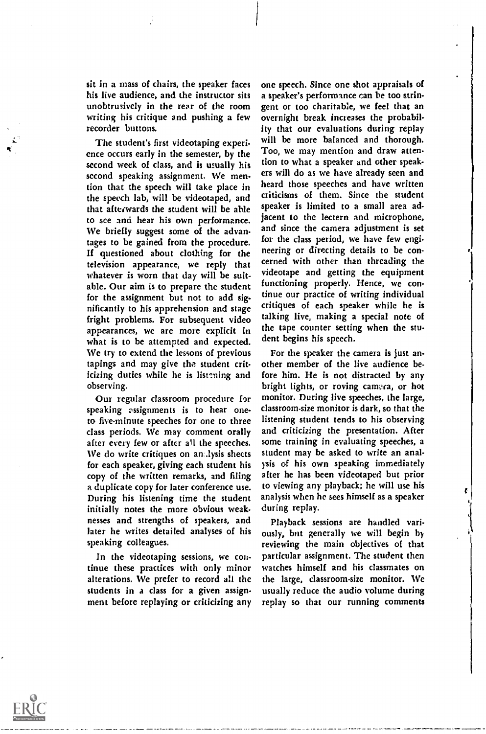sit in a mass of chairs, the speaker faces his live audience, and the instructor sits unobtrusively in the rear of the room writing his critique and pushing a few recorder buttons.

The student's first videotaping experience occurs early in the semester, by the second week of class, and is usually his second speaking assignment. We mention that the speech will take place in the speech lab, will be videotaped, and that afterwards the student will be able to see and hear his own performance. We briefly suggest some of the advantages to be gained from the procedure. If questioned about clothing for the television appearance, we reply that whatever is worn that day will be suitable. Our aim is to prepare the student for the assignment but not to add significantly to his apprehension and stage fright problems. For subsequent video appearances, we are more explicit in what is to be attempted and expected. We try to extend the lessons of previous tapings and may give the student criticizing duties while he is listening and observing.

Our regular classroom procedure for speaking assignments is to hear one- to five-minute speeches for one to three class periods. We may comment orally after every few or after all the speeches. We do write critiques on analysis sheets for each speaker, giving each student his copy of the written remarks, and filing a duplicate copy for later conference use. During his listening time the student initially notes the more obvious weaknesses and strengths of speakers, and later he writes detailed analyses of his speaking colleagues.

In the videotaping sessions, we continue these practices with only minor alterations. We prefer to record all the students in a class for a given assignment before replaying or criticizing any one speech. Since one shot appraisals of a speaker's performance can be too stringent or too charitable, we feel that an overnight break increases the probability that our evaluations during replay will be more balanced and thorough. Too, we may mention and draw attention to what a speaker and other speakers will do as we have already seen and heard those speeches and have written criticisms of them. Since the student speaker is limited to a small area adjacent to the lectern and microphone, and since the camera adjustment is set for the class period, we have few engineering or directing details to be concerned with other than threading the videotape and getting the equipment functioning properly. Hence, we continue our practice of writing individual critiques of each speaker while he is talking live, making a special note of the tape counter setting when the student begins his speech.

For the speaker the camera is just another member of the live audience before him. He is not distracted by any bright lights, or roving camera, or hot monitor. During live speeches, the large, classroom-size monitor is dark, so that the listening student tends to his observing and criticizing the presentation. After some training in evaluating speeches, a student may be asked to write an analysis of his own speaking immediately after he has been videotaped but prior to viewing any playback; he will use his analysis when he sees himself as a speaker during replay.

Playback sessions are handled variously, but generally we will begin by reviewing the main objectives of that particular assignment. The student then watches himself and his classmates on the large, classroom-size monitor. We usually reduce the audio volume during replay so that our running comments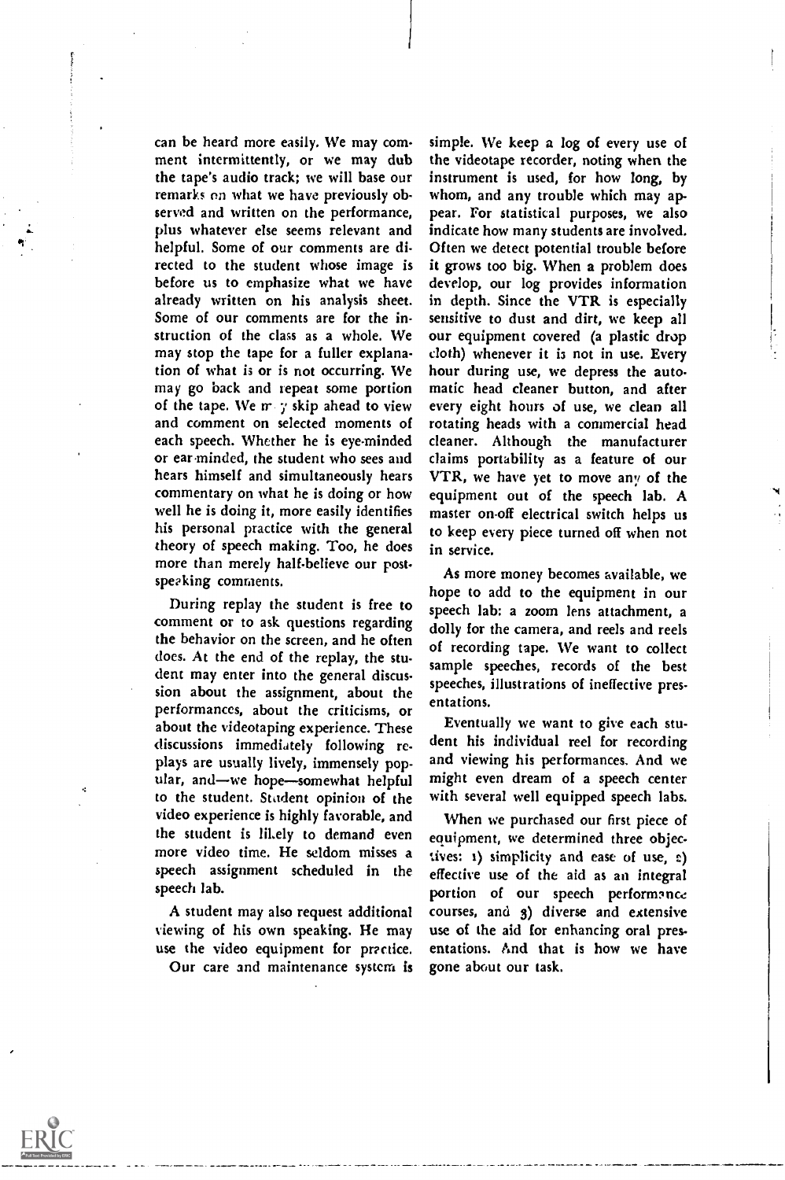can be heard more easily. We may comment intermittently, or we may dub the tape's audio track; we will base our remarks on what we have previously observed and written on the performance, plus whatever else seems relevant and helpful. Some of our comments are directed to the student whose image is before us to emphasize what we have already written on his analysis sheet. Some of our comments are for the instruction of the class as a whole. We may stop the tape for a fuller explanation of what is or is not occurring. We may go back and repeat some portion of the tape. We may skip ahead to view and comment on selected moments of each speech. Whether he is eye-minded or ear-minded, the student who sees and hears himself and simultaneously hears commentary on what he is doing or how well he is doing it, more easily identifies his personal practice with the general theory of speech making. Too, he does more than merely half-believe our post-speaking comments.

During replay the student is free to comment or to ask questions regarding the behavior on the screen, and he often does. At the end of the replay, the student may enter into the general discussion about the assignment, about the performances, about the criticisms, or about the videotaping experience. These discussions immediately following replays are usually lively, immensely popular, and—we hope—somewhat helpful to the student. Student opinion of the video experience is highly favorable, and the student is likely to demand even more video time. He seldom misses a speech assignment scheduled in the speech lab.

A student may also request additional viewing of his own speaking. He may use the video equipment for practice.

Our care and maintenance system is simple. We keep a log of every use of the videotape recorder, noting when the instrument is used, for how long, by whom, and any trouble which may appear. For statistical purposes, we also indicate how many students are involved. Often we detect potential trouble before it grows too big. When a problem does develop, our log provides information in depth. Since the VTR is especially sensitive to dust and dirt, we keep all our equipment covered (a plastic drop cloth) whenever it is not in use. Every hour during use, we depress the automatic head cleaner button, and after every eight hours of use, we clean all rotating heads with a commercial head cleaner. Although the manufacturer claims portability as a feature of our VTR, we have yet to move any of the equipment out of the speech lab. A master on-off electrical switch helps us to keep every piece turned off when not in service.

As more money becomes available, we hope to add to the equipment in our speech lab: a zoom lens attachment, a dolly for the camera, and reels and reels of recording tape. We want to collect sample speeches, records of the best speeches, illustrations of ineffective presentations.

Eventually we want to give each student his individual reel for recording and viewing his performances. And we might even dream of a speech center with several well equipped speech labs.

When we purchased our first piece of equipment, we determined three objectives: 1) simplicity and ease of use, 2) effective use of the aid as an integral portion of our speech performance courses, and 3) diverse and extensive use of the aid for enhancing oral presentations. And that is how we have gone about our task.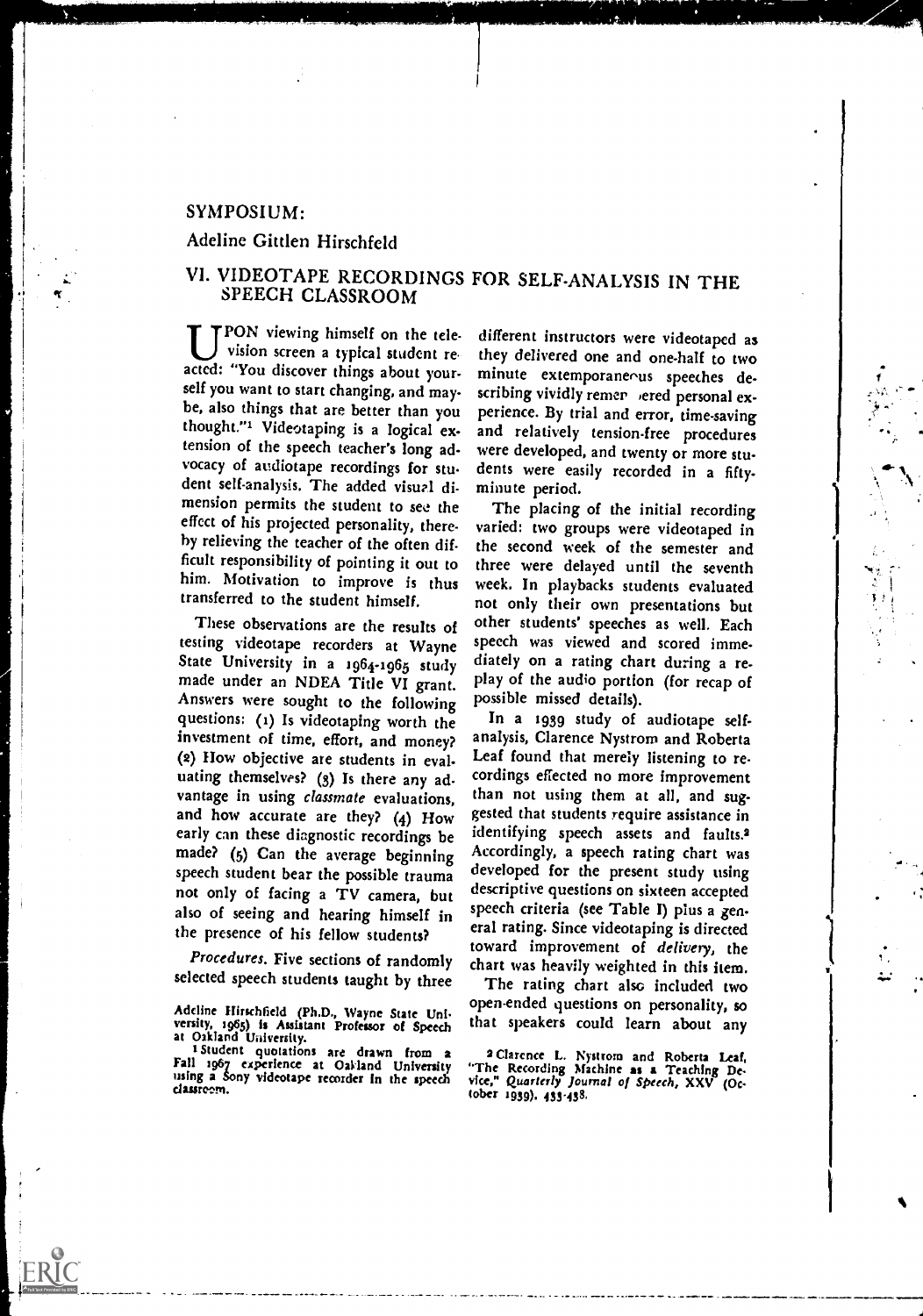SYMPOSIUM:

Adeline Gittlen Hirschfeld

## VI. VIDEOTAPE RECORDINGS FOR SELF-ANALYSIS IN THE SPEECH CLASSROOM

UPON viewing himself on the television screen a typical student reacted: "You discover things about yourself you want to start changing, and maybe, also things that are better than you thought."[1] Videotaping is a logical extension of the speech teacher's long advocacy of audiotape recordings for student self-analysis. The added visual dimension permits the student to see the effect of his projected personality, thereby relieving the teacher of the often difficult responsibility of pointing it out to him. Motivation to improve is thus transferred to the student himself.

These observations are the results of testing videotape recorders at Wayne State University in a 1964-1965 study made under an NDEA Title VI grant. Answers were sought to the following questions: (1) Is videotaping worth the investment of time, effort, and money? (2) How objective are students in evaluating themselves? (3) Is there any advantage in using *classmate* evaluations, and how accurate are they? (4) How early can these diagnostic recordings be made? (5) Can the average beginning speech student bear the possible trauma not only of facing a TV camera, but also of seeing and hearing himself in the presence of his fellow students?

*Procedures.* Five sections of randomly selected speech students taught by three different instructors were videotaped as they delivered one and one-half to two minute extemporaneous speeches describing vividly remembered personal experience. By trial and error, time-saving and relatively tension-free procedures were developed, and twenty or more students were easily recorded in a fifty-minute period.

The placing of the initial recording varied: two groups were videotaped in the second week of the semester and three were delayed until the seventh week. In playbacks students evaluated not only their own presentations but other students' speeches as well. Each speech was viewed and scored immediately on a rating chart during a replay of the audio portion (for recap of possible missed details).

In a 1939 study of audiotape self-analysis, Clarence Nystrom and Roberta Leaf found that merely listening to recordings effected no more improvement than not using them at all, and suggested that students require assistance in identifying speech assets and faults.[2] Accordingly, a speech rating chart was developed for the present study using descriptive questions on sixteen accepted speech criteria (see Table I) plus a general rating. Since videotaping is directed toward improvement of *delivery*, the chart was heavily weighted in this item.

The rating chart also included two open-ended questions on personality, so that speakers could learn about any

---

Adeline Hirschfeld (Ph.D., Wayne State University, 1965) is Assistant Professor of Speech at Oakland University.

[1] Student quotations are drawn from a Fall 1967 experience at Oakland University using a Sony videotape recorder in the speech classroom.

[2] Clarence L. Nystrom and Roberta Leaf, "The Recording Machine as a Teaching Device," *Quarterly Journal of Speech*, XXV (October 1939), 453-458.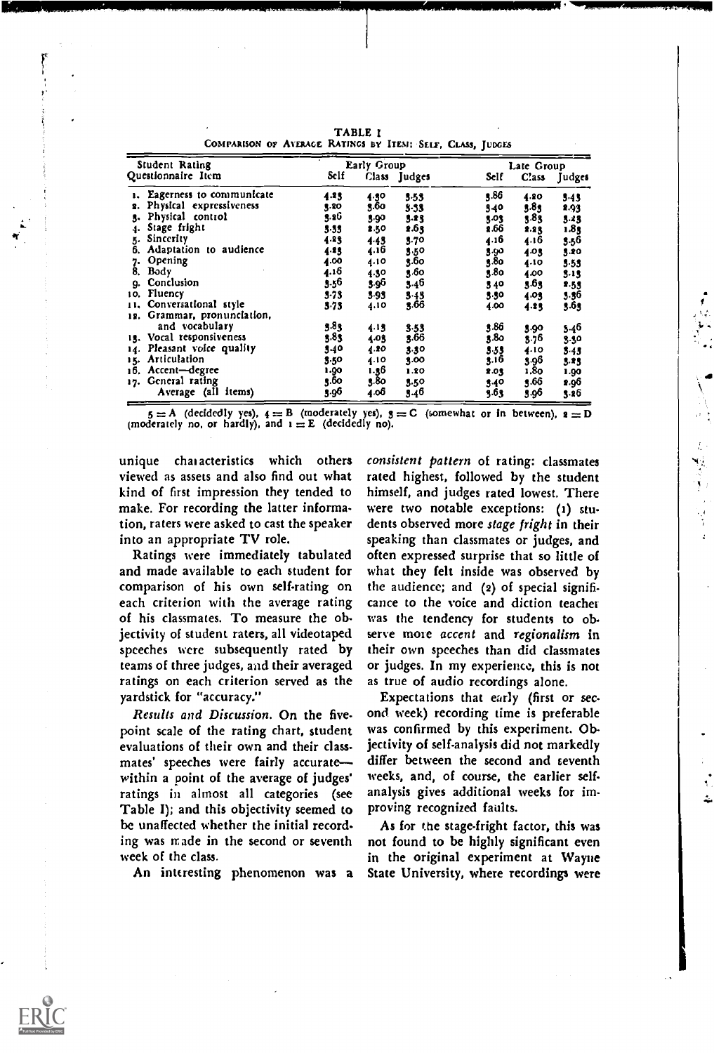TABLE I

COMPARISON OF AVERAGE RATINGS BY ITEM: SELF, CLASS, JUDGES

| Student Rating Questionnaire Item | Early Group | | | Late Group | | |
|---|---|---|---|---|---|---|
| | Self | Class | Judges | Self | Class | Judges |
| 1. Eagerness to communicate | 4.23 | 4.30 | 3.53 | 3.86 | 4.20 | 3.43 |
| 2. Physical expressiveness | 3.20 | 3.60 | 3.33 | 3.40 | 3.83 | 2.93 |
| 3. Physical control | 3.26 | 3.90 | 3.23 | 3.03 | 3.83 | 3.23 |
| 4. Stage fright | 3.33 | 2.50 | 2.63 | 2.66 | 2.23 | 1.83 |
| 5. Sincerity | 4.23 | 4.43 | 3.70 | 4.16 | 4.16 | 3.56 |
| 6. Adaptation to audience | 4.23 | 4.16 | 3.50 | 3.90 | 4.03 | 3.20 |
| 7. Opening | 4.00 | 4.10 | 3.60 | 3.80 | 4.10 | 3.53 |
| 8. Body | 4.16 | 4.30 | 3.60 | 3.80 | 4.00 | 3.13 |
| 9. Conclusion | 3.56 | 3.96 | 3.46 | 3.40 | 3.63 | 2.53 |
| 10. Fluency | 3.73 | 3.93 | 3.43 | 3.30 | 4.03 | 3.36 |
| 11. Conversational style | 3.73 | 4.10 | 3.66 | 4.00 | 4.23 | 3.63 |
| 12. Grammar, pronunciation, and vocabulary | 3.83 | 4.13 | 3.53 | 3.86 | 3.90 | 3.46 |
| 13. Vocal responsiveness | 3.83 | 4.03 | 3.66 | 3.80 | 3.76 | 3.30 |
| 14. Pleasant voice quality | 3.40 | 4.20 | 3.30 | 3.53 | 4.10 | 3.43 |
| 15. Articulation | 3.50 | 4.10 | 3.00 | 3.16 | 3.96 | 3.23 |
| 16. Accent—degree | 1.90 | 1.36 | 1.20 | 2.03 | 1.80 | 1.90 |
| 17. General rating | 3.60 | 3.80 | 3.50 | 3.40 | 3.66 | 2.96 |
| Average (all items) | 3.96 | 4.06 | 3.46 | 3.63 | 3.96 | 3.26 |

5 = A (decidedly yes), 4 = B (moderately yes), 3 = C (somewhat or in between), 2 = D (moderately no, or hardly), and 1 = E (decidedly no).

unique characteristics which others viewed as assets and also find out what kind of first impression they tended to make. For recording the latter information, raters were asked to cast the speaker into an appropriate TV role.

Ratings were immediately tabulated and made available to each student for comparison of his own self-rating on each criterion with the average rating of his classmates. To measure the objectivity of student raters, all videotaped speeches were subsequently rated by teams of three judges, and their averaged ratings on each criterion served as the yardstick for "accuracy."

*Results and Discussion.* On the five-point scale of the rating chart, student evaluations of their own and their classmates' speeches were fairly accurate—within a point of the average of judges' ratings in almost all categories (see Table I); and this objectivity seemed to be unaffected whether the initial recording was made in the second or seventh week of the class.

An interesting phenomenon was a *consistent pattern* of rating: classmates rated highest, followed by the student himself, and judges rated lowest. There were two notable exceptions: (1) students observed more *stage fright* in their speaking than classmates or judges, and often expressed surprise that so little of what they felt inside was observed by the audience; and (2) of special significance to the voice and diction teacher was the tendency for students to observe more *accent* and *regionalism* in their own speeches than did classmates or judges. In my experience, this is not as true of audio recordings alone.

Expectations that early (first or second week) recording time is preferable was confirmed by this experiment. Objectivity of self-analysis did not markedly differ between the second and seventh weeks, and, of course, the earlier self-analysis gives additional weeks for improving recognized faults.

As for the stage-fright factor, this was not found to be highly significant even in the original experiment at Wayne State University, where recordings were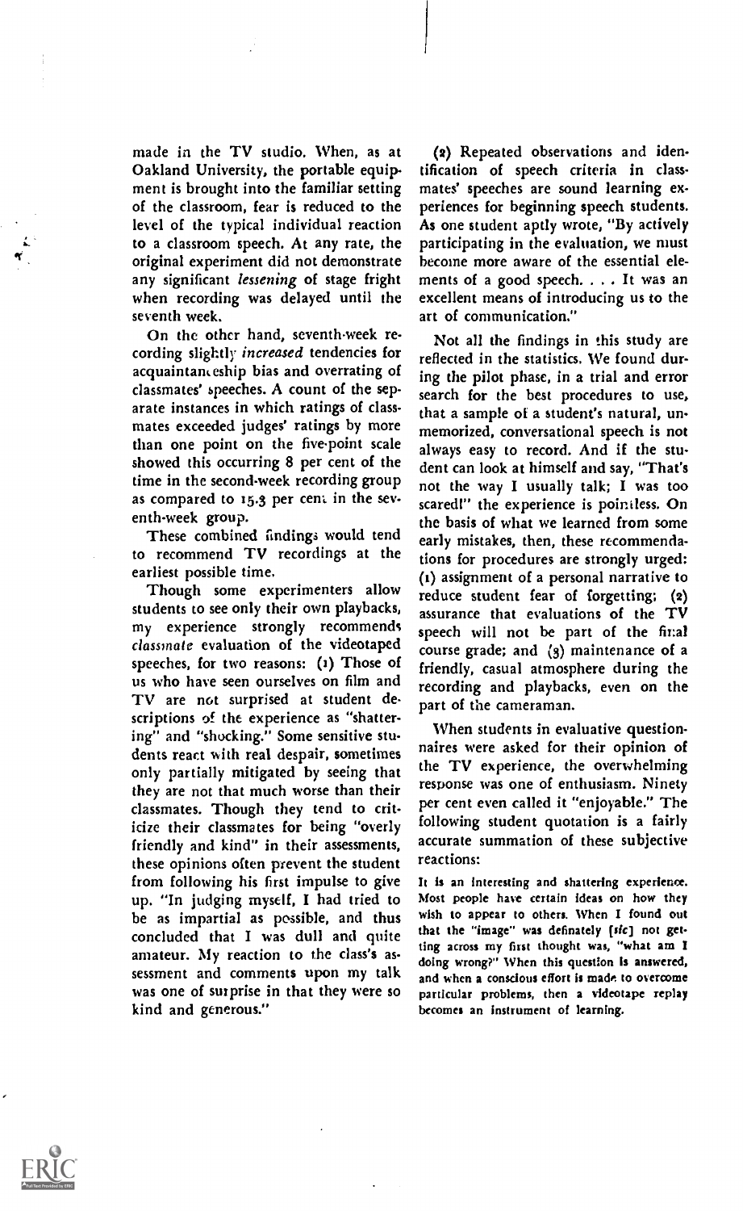made in the TV studio. When, as at Oakland University, the portable equipment is brought into the familiar setting of the classroom, fear is reduced to the level of the typical individual reaction to a classroom speech. At any rate, the original experiment did not demonstrate any significant *lessening* of stage fright when recording was delayed until the seventh week.

On the other hand, seventh-week recording slightly *increased* tendencies for acquaintanceship bias and overrating of classmates' speeches. A count of the separate instances in which ratings of classmates exceeded judges' ratings by more than one point on the five-point scale showed this occurring 8 per cent of the time in the second-week recording group as compared to 15.3 per cent in the seventh-week group.

These combined findings would tend to recommend TV recordings at the earliest possible time.

Though some experimenters allow students to see only their own playbacks, my experience strongly recommends *classmate* evaluation of the videotaped speeches, for two reasons: (1) Those of us who have seen ourselves on film and TV are not surprised at student descriptions of the experience as "shattering" and "shocking." Some sensitive students react with real despair, sometimes only partially mitigated by seeing that they are not that much worse than their classmates. Though they tend to criticize their classmates for being "overly friendly and kind" in their assessments, these opinions often prevent the student from following his first impulse to give up. "In judging myself, I had tried to be as impartial as possible, and thus concluded that I was dull and quite amateur. My reaction to the class's assessment and comments upon my talk was one of surprise in that they were so kind and generous."

(2) Repeated observations and identification of speech criteria in classmates' speeches are sound learning experiences for beginning speech students. As one student aptly wrote, "By actively participating in the evaluation, we must become more aware of the essential elements of a good speech. . . . It was an excellent means of introducing us to the art of communication."

Not all the findings in this study are reflected in the statistics. We found during the pilot phase, in a trial and error search for the best procedures to use, that a sample of a student's natural, unmemorized, conversational speech is not always easy to record. And if the student can look at himself and say, "That's not the way I usually talk; I was too scared!" the experience is pointless. On the basis of what we learned from some early mistakes, then, these recommendations for procedures are strongly urged: (1) assignment of a personal narrative to reduce student fear of forgetting; (2) assurance that evaluations of the TV speech will not be part of the final course grade; and (3) maintenance of a friendly, casual atmosphere during the recording and playbacks, even on the part of the cameraman.

When students in evaluative questionnaires were asked for their opinion of the TV experience, the overwhelming response was one of enthusiasm. Ninety per cent even called it "enjoyable." The following student quotation is a fairly accurate summation of these subjective reactions:

> It is an interesting and shattering experience. Most people have certain ideas on how they wish to appear to others. When I found out that the "image" was definately [*sic*] not getting across my first thought was, "what am I doing wrong?" When this question is answered, and when a conscious effort is made to overcome particular problems, then a videotape replay becomes an instrument of learning.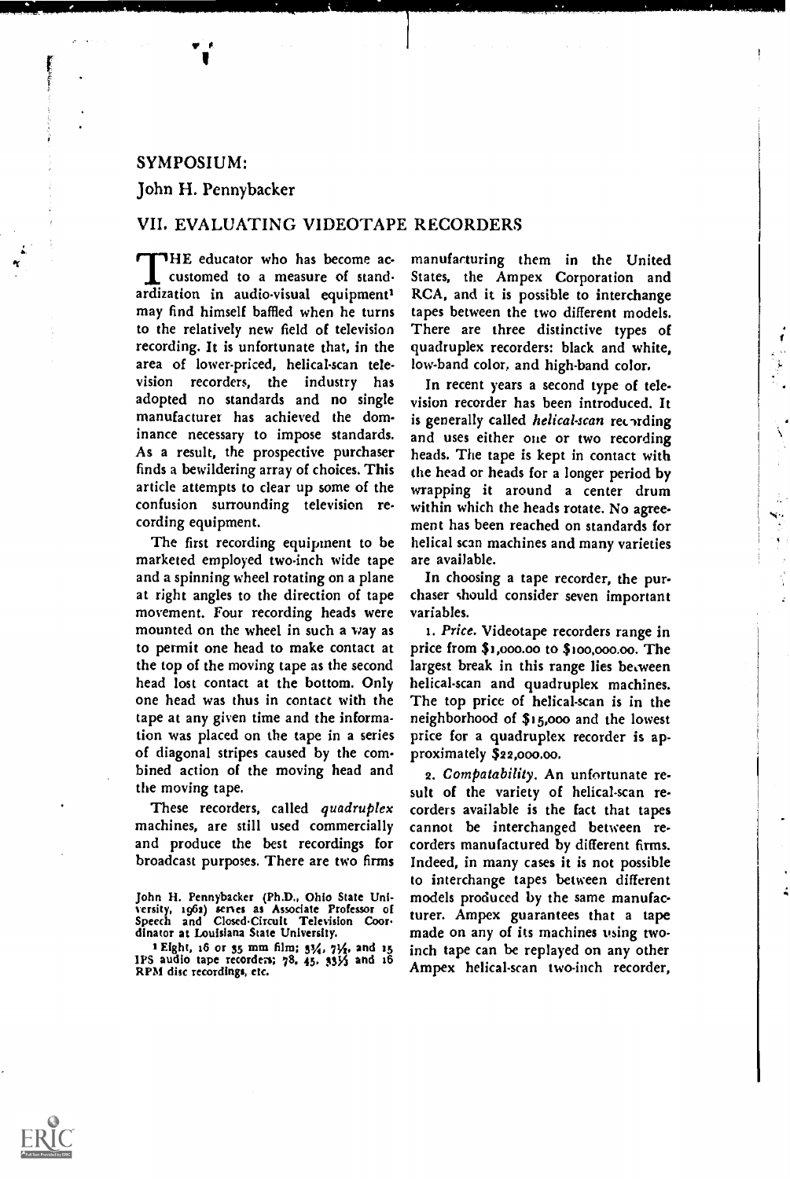SYMPOSIUM:

John H. Pennybacker

## VII. EVALUATING VIDEOTAPE RECORDERS

THE educator who has become accustomed to a measure of standardization in audio-visual equipment[1] may find himself baffled when he turns to the relatively new field of television recording. It is unfortunate that, in the area of lower-priced, helical-scan television recorders, the industry has adopted no standards and no single manufacturer has achieved the dominance necessary to impose standards. As a result, the prospective purchaser finds a bewildering array of choices. This article attempts to clear up some of the confusion surrounding television recording equipment.

The first recording equipment to be marketed employed two-inch wide tape and a spinning wheel rotating on a plane at right angles to the direction of tape movement. Four recording heads were mounted on the wheel in such a way as to permit one head to make contact at the top of the moving tape as the second head lost contact at the bottom. Only one head was thus in contact with the tape at any given time and the information was placed on the tape in a series of diagonal stripes caused by the combined action of the moving head and the moving tape.

These recorders, called *quadruplex* machines, are still used commercially and produce the best recordings for broadcast purposes. There are two firms manufacturing them in the United States, the Ampex Corporation and RCA, and it is possible to interchange tapes between the two different models. There are three distinctive types of quadruplex recorders: black and white, low-band color, and high-band color.

In recent years a second type of television recorder has been introduced. It is generally called *helical-scan* recording and uses either one or two recording heads. The tape is kept in contact with the head or heads for a longer period by wrapping it around a center drum within which the heads rotate. No agreement has been reached on standards for helical scan machines and many varieties are available.

In choosing a tape recorder, the purchaser should consider seven important variables.

1. *Price.* Videotape recorders range in price from $1,000.00 to $100,000.00. The largest break in this range lies between helical-scan and quadruplex machines. The top price of helical-scan is in the neighborhood of $15,000 and the lowest price for a quadruplex recorder is approximately $22,000.00.

2. *Compatability.* An unfortunate result of the variety of helical-scan recorders available is the fact that tapes cannot be interchanged between recorders manufactured by different firms. Indeed, in many cases it is not possible to interchange tapes between different models produced by the same manufacturer. Ampex guarantees that a tape made on any of its machines using two-inch tape can be replayed on any other Ampex helical-scan two-inch recorder,

John H. Pennybacker (Ph.D., Ohio State University, 1962) serves as Associate Professor of Speech and Closed-Circuit Television Coordinator at Louisiana State University.

[1] Eight, 16 or 35 mm film; 3¾, 7½, and 15 IPS audio tape recorders; 78, 45, 33⅓ and 16 RPM disc recordings, etc.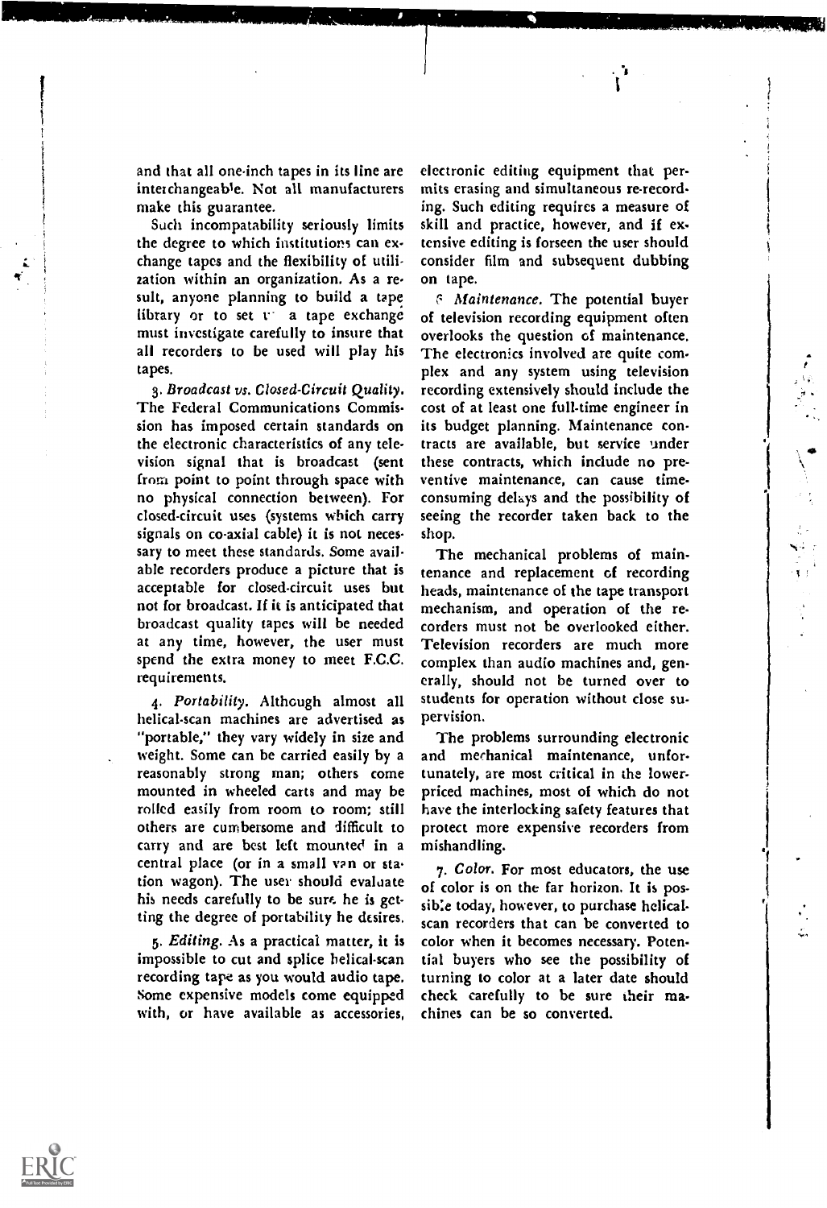and that all one-inch tapes in its line are interchangeable. Not all manufacturers make this guarantee.

Such incompatability seriously limits the degree to which institutions can exchange tapes and the flexibility of utilization within an organization. As a result, anyone planning to build a tape library or to set up a tape exchange must investigate carefully to insure that all recorders to be used will play his tapes.

3. *Broadcast vs. Closed-Circuit Quality.* The Federal Communications Commission has imposed certain standards on the electronic characteristics of any television signal that is broadcast (sent from point to point through space with no physical connection between). For closed-circuit uses (systems which carry signals on co-axial cable) it is not necessary to meet these standards. Some available recorders produce a picture that is acceptable for closed-circuit uses but not for broadcast. If it is anticipated that broadcast quality tapes will be needed at any time, however, the user must spend the extra money to meet F.C.C. requirements.

4. *Portability.* Although almost all helical-scan machines are advertised as "portable," they vary widely in size and weight. Some can be carried easily by a reasonably strong man; others come mounted in wheeled carts and may be rolled easily from room to room; still others are cumbersome and difficult to carry and are best left mounted in a central place (or in a small van or station wagon). The user should evaluate his needs carefully to be sure he is getting the degree of portability he desires.

5. *Editing.* As a practical matter, it is impossible to cut and splice helical-scan recording tape as you would audio tape. Some expensive models come equipped with, or have available as accessories, electronic editing equipment that permits erasing and simultaneous re-recording. Such editing requires a measure of skill and practice, however, and if extensive editing is forseen the user should consider film and subsequent dubbing on tape.

6. *Maintenance.* The potential buyer of television recording equipment often overlooks the question of maintenance. The electronics involved are quite complex and any system using television recording extensively should include the cost of at least one full-time engineer in its budget planning. Maintenance contracts are available, but service under these contracts, which include no preventive maintenance, can cause time-consuming delays and the possibility of seeing the recorder taken back to the shop.

The mechanical problems of maintenance and replacement of recording heads, maintenance of the tape transport mechanism, and operation of the recorders must not be overlooked either. Television recorders are much more complex than audio machines and, generally, should not be turned over to students for operation without close supervision.

The problems surrounding electronic and mechanical maintenance, unfortunately, are most critical in the lower-priced machines, most of which do not have the interlocking safety features that protect more expensive recorders from mishandling.

7. *Color.* For most educators, the use of color is on the far horizon. It is possible today, however, to purchase helical-scan recorders that can be converted to color when it becomes necessary. Potential buyers who see the possibility of turning to color at a later date should check carefully to be sure their machines can be so converted.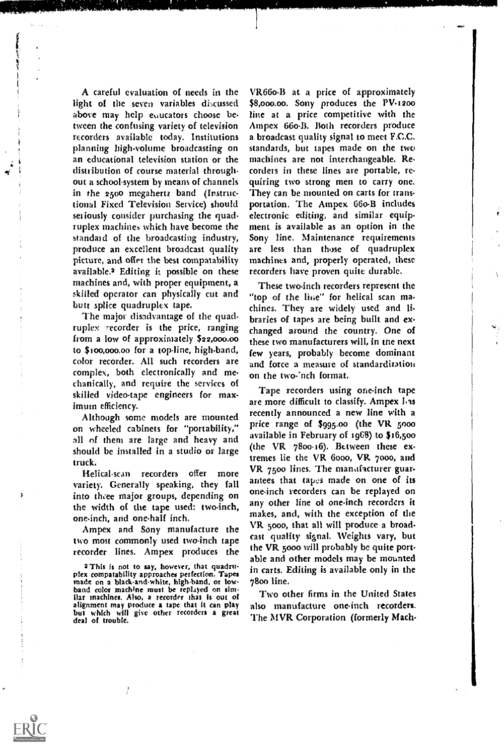A careful evaluation of needs in the light of the seven variables discussed above may help educators choose between the confusing variety of television recorders available today. Institutions planning high-volume broadcasting on an educational television station or the distribution of course material throughout a school-system by means of channels in the 2500 megahertz band (Instructional Fixed Television Service) should seriously consider purchasing the quadruplex machines which have become the standard of the broadcasting industry, produce an excellent broadcast quality picture, and offer the best compatability available.[2] Editing is possible on these machines and, with proper equipment, a skilled operator can physically cut and butt splice quadruplex tape.

The major disadvantage of the quadruplex recorder is the price, ranging from a low of approximately $22,000.00 to $100,000.00 for a top-line, high-band, color recorder. All such recorders are complex, both electronically and mechanically, and require the services of skilled video-tape engineers for maximum efficiency.

Although some models are mounted on wheeled cabinets for "portability," all of them are large and heavy and should be installed in a studio or large truck.

Helical-scan recorders offer more variety. Generally speaking, they fall into three major groups, depending on the width of the tape used: two-inch, one-inch, and one-half inch.

Ampex and Sony manufacture the two most commonly used two-inch tape recorder lines. Ampex produces the VR660-B at a price of approximately $8,000.00. Sony produces the PV-1200 line at a price competitive with the Ampex 660-B. Both recorders produce a broadcast quality signal to meet F.C.C. standards, but tapes made on the two machines are not interchangeable. Recorders in these lines are portable, requiring two strong men to carry one. They can be mounted on carts for transportation. The Ampex 660-B includes electronic editing, and similar equipment is available as an option in the Sony line. Maintenance requirements are less than those of quadruplex machines and, properly operated, these recorders have proven quite durable.

These two-inch recorders represent the "top of the line" for helical scan machines. They are widely used and libraries of tapes are being built and exchanged around the country. One of these two manufacturers will, in the next few years, probably become dominant and force a measure of standardization on the two-inch format.

Tape recorders using one-inch tape are more difficult to classify. Ampex has recently announced a new line with a price range of $995.00 (the VR 5000 available in February of 1968) to $16,500 (the VR 7800-16). Between these extremes lie the VR 6000, VR 7000, and VR 7500 lines. The manufacturer guarantees that tapes made on one of its one-inch recorders can be replayed on any other line of one-inch recorders it makes, and, with the exception of the VR 5000, that all will produce a broadcast quality signal. Weights vary, but the VR 5000 will probably be quite portable and other models may be mounted in carts. Editing is available only in the 7800 line.

Two other firms in the United States also manufacture one-inch recorders. The MVR Corporation (formerly Mach-

[2] This is not to say, however, that quadruplex compatability approaches perfection. Tapes made on a black-and-white, high-band, or low-band color machine must be replayed on similar machines. Also, a recorder that is out of alignment may produce a tape that it can play but which will give other recorders a great deal of trouble.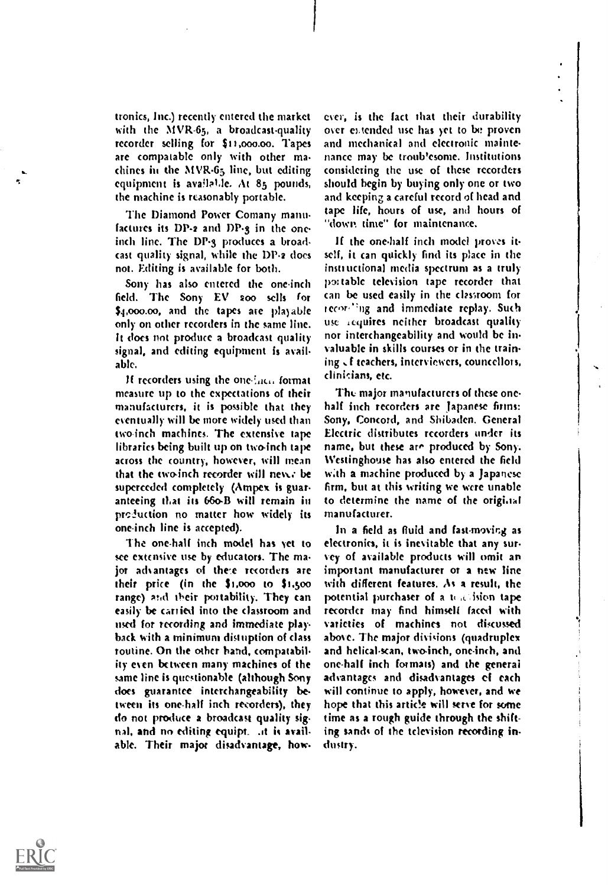tronics, Inc.) recently entered the market with the MVR-65, a broadcast-quality recorder selling for $11,000.00. Tapes are compatable only with other machines in the MVR-65 line, but editing equipment is available. At 85 pounds, the machine is reasonably portable.

The Diamond Power Comany manufactures its DP-2 and DP-3 in the one-inch line. The DP-3 produces a broadcast quality signal, while the DP-2 does not. Editing is available for both.

Sony has also entered the one-inch field. The Sony EV 200 sells for $4,000.00, and the tapes are playable only on other recorders in the same line. It does not produce a broadcast quality signal, and editing equipment is available.

If recorders using the one-inch format measure up to the expectations of their manufacturers, it is possible that they eventually will be more widely used than two-inch machines. The extensive tape libraries being built up on two-inch tape across the country, however, will mean that the two-inch recorder will never be superceded completely (Ampex is guaranteeing that its 660-B will remain in production no matter how widely its one-inch line is accepted).

The one-half inch model has yet to see extensive use by educators. The major advantages of these recorders are their price (in the $1,000 to $1,500 range) and their portability. They can easily be carried into the classroom and used for recording and immediate playback with a minimum disruption of class routine. On the other hand, compatability even between many machines of the same line is questionable (although Sony does guarantee interchangeability between its one-half inch recorders), they do not produce a broadcast quality signal, and no editing equipment is available. Their major disadvantage, however, is the fact that their durability over extended use has yet to be proven and mechanical and electronic maintenance may be troublesome. Institutions considering the use of these recorders should begin by buying only one or two and keeping a careful record of head and tape life, hours of use, and hours of "down time" for maintenance.

If the one-half inch model proves itself, it can quickly find its place in the instructional media spectrum as a truly portable television tape recorder that can be used easily in the classroom for recording and immediate replay. Such use requires neither broadcast quality nor interchangeability and would be invaluable in skills courses or in the training of teachers, interviewers, councellors, clinicians, etc.

The major manufacturers of these one-half inch recorders are Japanese firms: Sony, Concord, and Shibaden. General Electric distributes recorders under its name, but these are produced by Sony. Westinghouse has also entered the field with a machine produced by a Japanese firm, but at this writing we were unable to determine the name of the original manufacturer.

In a field as fluid and fast-moving as electronics, it is inevitable that any survey of available products will omit an important manufacturer or a new line with different features. As a result, the potential purchaser of a television tape recorder may find himself faced with varieties of machines not discussed above. The major divisions (quadruplex and helical-scan, two-inch, one-inch, and one-half inch formats) and the general advantages and disadvantages of each will continue to apply, however, and we hope that this article will serve for some time as a rough guide through the shifting sands of the television recording industry.